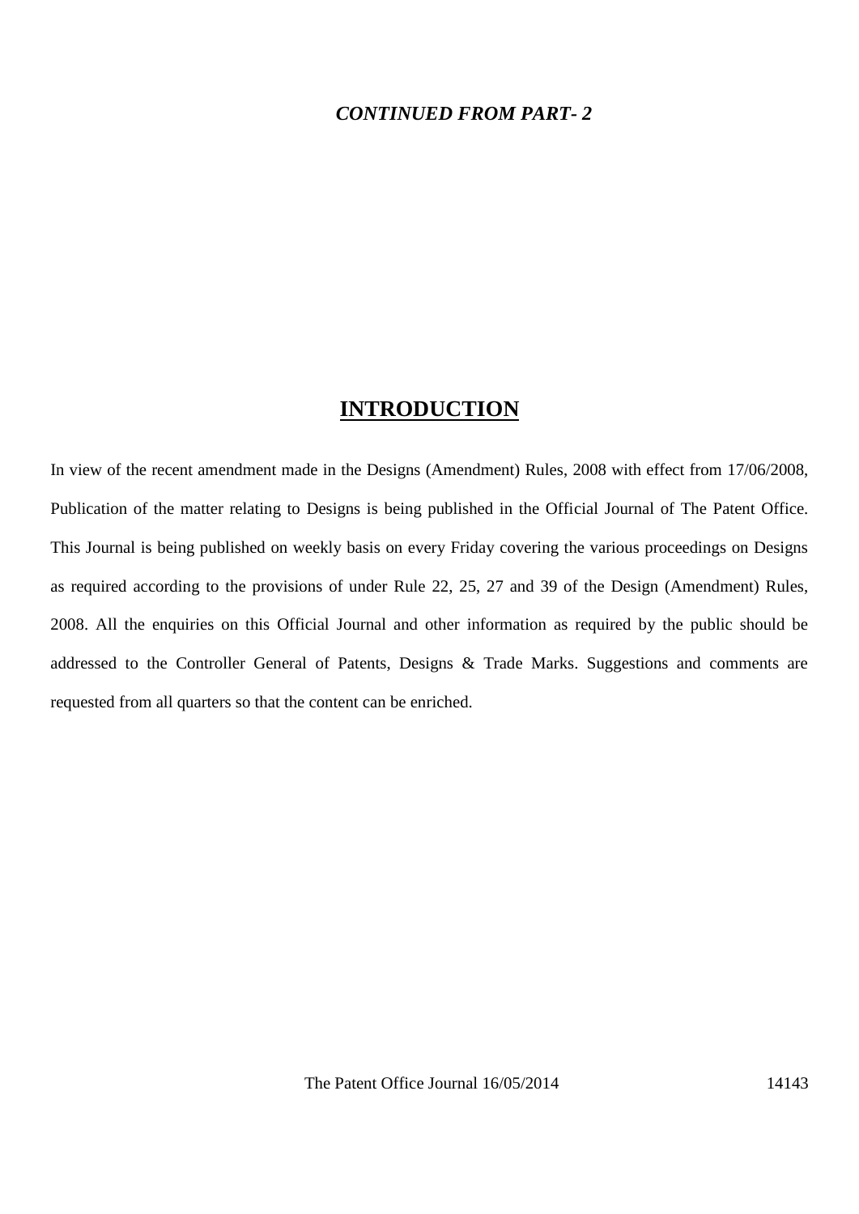***CONTINUED FROM PART- 2***

# INTRODUCTION

In view of the recent amendment made in the Designs (Amendment) Rules, 2008 with effect from 17/06/2008, Publication of the matter relating to Designs is being published in the Official Journal of The Patent Office. This Journal is being published on weekly basis on every Friday covering the various proceedings on Designs as required according to the provisions of under Rule 22, 25, 27 and 39 of the Design (Amendment) Rules, 2008. All the enquiries on this Official Journal and other information as required by the public should be addressed to the Controller General of Patents, Designs & Trade Marks. Suggestions and comments are requested from all quarters so that the content can be enriched.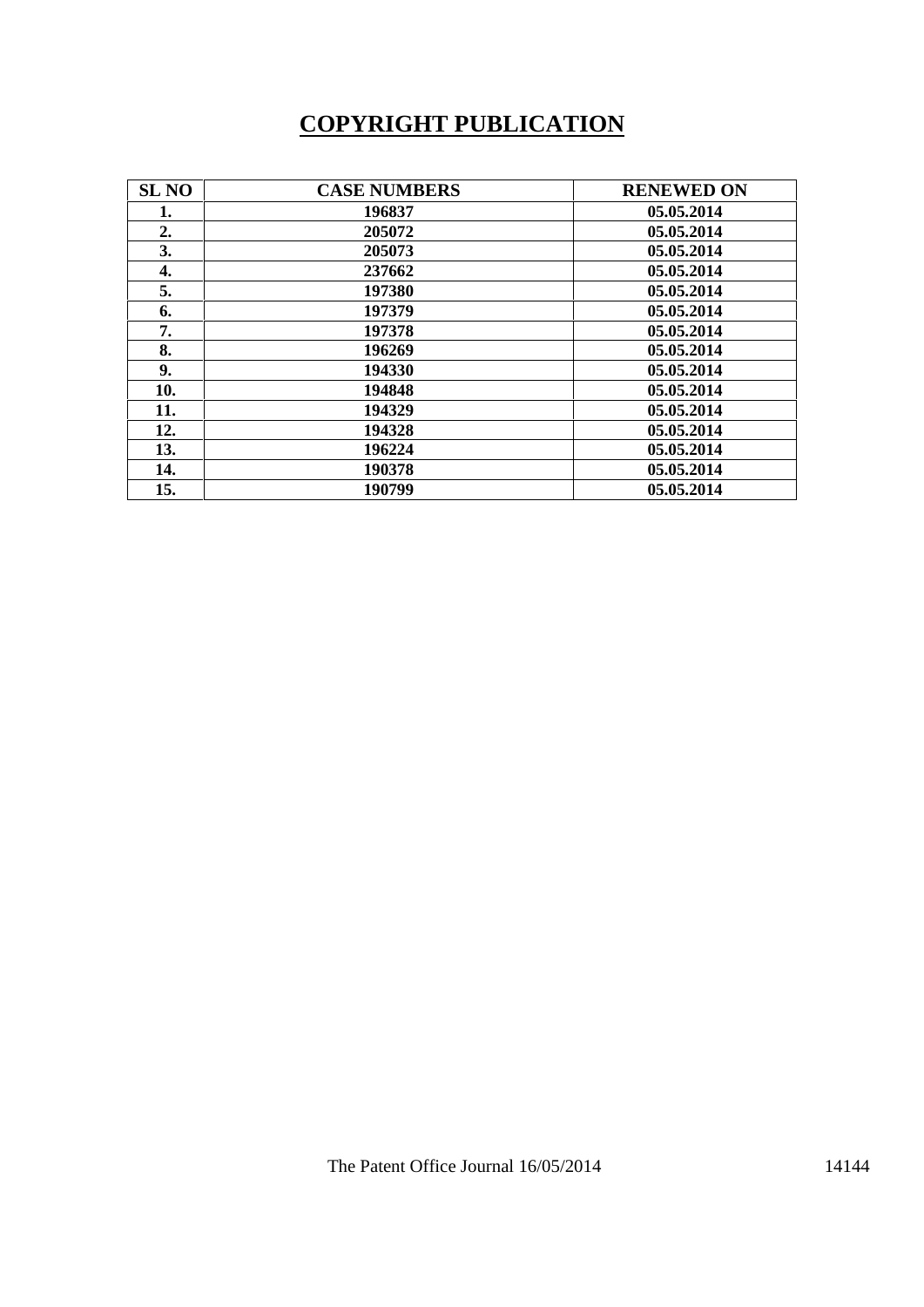# COPYRIGHT PUBLICATION

| SL NO | CASE NUMBERS | RENEWED ON |
|---|---|---|
| 1. | 196837 | 05.05.2014 |
| 2. | 205072 | 05.05.2014 |
| 3. | 205073 | 05.05.2014 |
| 4. | 237662 | 05.05.2014 |
| 5. | 197380 | 05.05.2014 |
| 6. | 197379 | 05.05.2014 |
| 7. | 197378 | 05.05.2014 |
| 8. | 196269 | 05.05.2014 |
| 9. | 194330 | 05.05.2014 |
| 10. | 194848 | 05.05.2014 |
| 11. | 194329 | 05.05.2014 |
| 12. | 194328 | 05.05.2014 |
| 13. | 196224 | 05.05.2014 |
| 14. | 190378 | 05.05.2014 |
| 15. | 190799 | 05.05.2014 |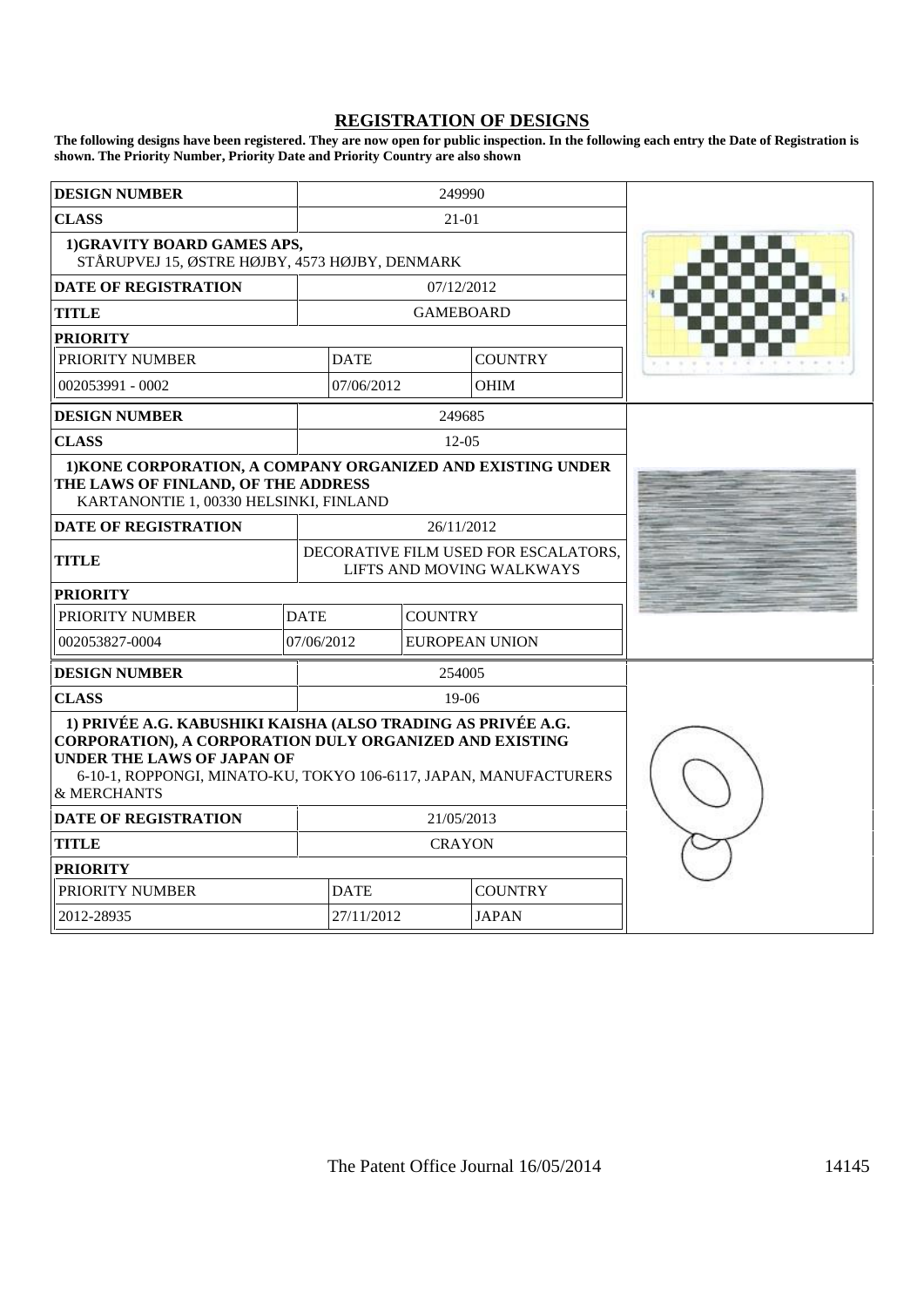## REGISTRATION OF DESIGNS

**The following designs have been registered. They are now open for public inspection. In the following each entry the Date of Registration is shown. The Priority Number, Priority Date and Priority Country are also shown**

| | | |
|---|---|---|
| **DESIGN NUMBER** | 249990 | |
| **CLASS** | 21-01 | |
| **1)GRAVITY BOARD GAMES APS,** STÅRUPVEJ 15, ØSTRE HØJBY, 4573 HØJBY, DENMARK | | |
| **DATE OF REGISTRATION** | 07/12/2012 | |
| **TITLE** | GAMEBOARD | |
| **PRIORITY** | | |
| PRIORITY NUMBER | DATE | COUNTRY |
| 002053991 - 0002 | 07/06/2012 | OHIM |

| | | |
|---|---|---|
| **DESIGN NUMBER** | 249685 | |
| **CLASS** | 12-05 | |
| **1)KONE CORPORATION, A COMPANY ORGANIZED AND EXISTING UNDER THE LAWS OF FINLAND, OF THE ADDRESS** KARTANONTIE 1, 00330 HELSINKI, FINLAND | | |
| **DATE OF REGISTRATION** | 26/11/2012 | |
| **TITLE** | DECORATIVE FILM USED FOR ESCALATORS, LIFTS AND MOVING WALKWAYS | |
| **PRIORITY** | | |
| PRIORITY NUMBER | DATE | COUNTRY |
| 002053827-0004 | 07/06/2012 | EUROPEAN UNION |

| | | |
|---|---|---|
| **DESIGN NUMBER** | 254005 | |
| **CLASS** | 19-06 | |
| **1) PRIVÉE A.G. KABUSHIKI KAISHA (ALSO TRADING AS PRIVÉE A.G. CORPORATION), A CORPORATION DULY ORGANIZED AND EXISTING UNDER THE LAWS OF JAPAN OF** 6-10-1, ROPPONGI, MINATO-KU, TOKYO 106-6117, JAPAN, MANUFACTURERS & MERCHANTS | | |
| **DATE OF REGISTRATION** | 21/05/2013 | |
| **TITLE** | CRAYON | |
| **PRIORITY** | | |
| PRIORITY NUMBER | DATE | COUNTRY |
| 2012-28935 | 27/11/2012 | JAPAN |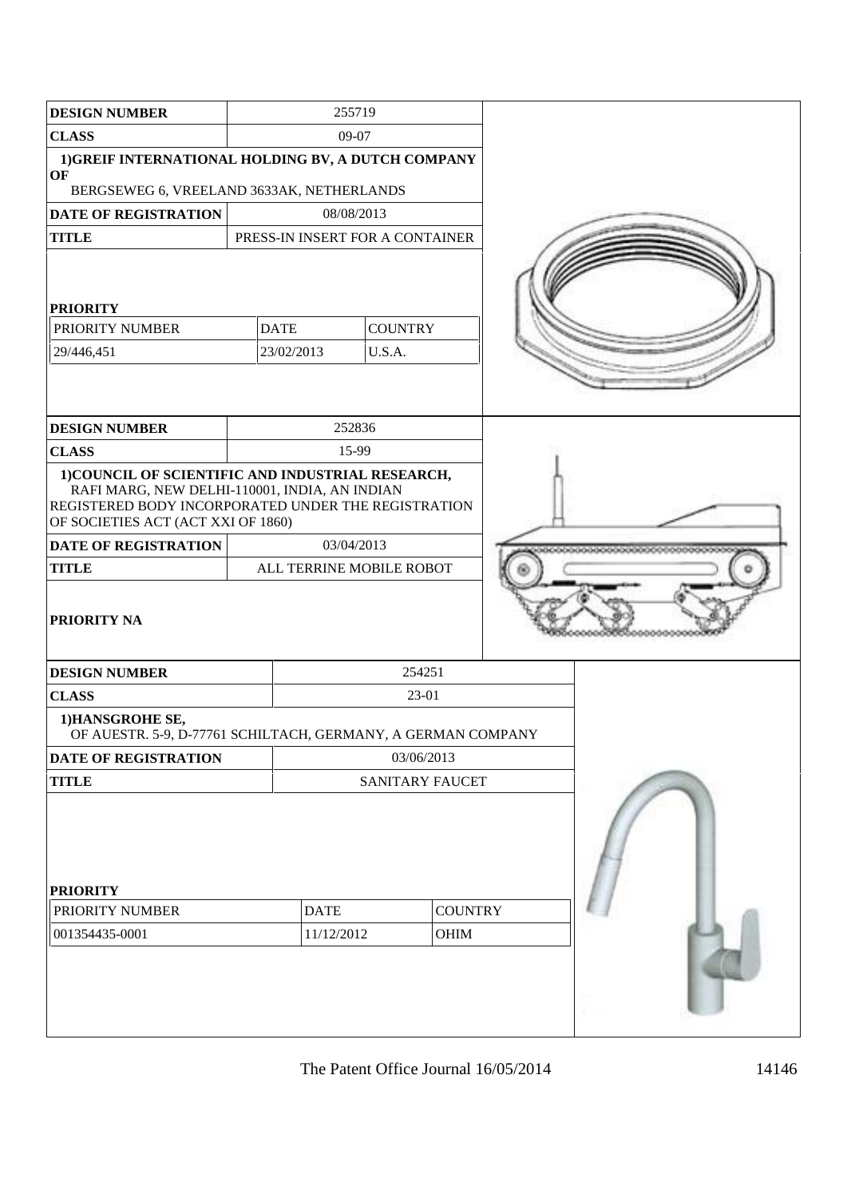| | | | |
|---|---|---|---|
| **DESIGN NUMBER** | 255719 | | |
| **CLASS** | 09-07 | | |
| **1)GREIF INTERNATIONAL HOLDING BV, A DUTCH COMPANY OF** BERGSEWEG 6, VREELAND 3633AK, NETHERLANDS | | | |
| **DATE OF REGISTRATION** | 08/08/2013 | | |
| **TITLE** | PRESS-IN INSERT FOR A CONTAINER | | |
| **PRIORITY** | | | |
| PRIORITY NUMBER | DATE | COUNTRY | |
| 29/446,451 | 23/02/2013 | U.S.A. | |

| | |
|---|---|
| **DESIGN NUMBER** | 252836 |
| **CLASS** | 15-99 |
| **1)COUNCIL OF SCIENTIFIC AND INDUSTRIAL RESEARCH,** RAFI MARG, NEW DELHI-110001, INDIA, AN INDIAN REGISTERED BODY INCORPORATED UNDER THE REGISTRATION OF SOCIETIES ACT (ACT XXI OF 1860) | |
| **DATE OF REGISTRATION** | 03/04/2013 |
| **TITLE** | ALL TERRINE MOBILE ROBOT |
| **PRIORITY NA** | |

| | | |
|---|---|---|
| **DESIGN NUMBER** | 254251 | |
| **CLASS** | 23-01 | |
| **1)HANSGROHE SE,** OF AUESTR. 5-9, D-77761 SCHILTACH, GERMANY, A GERMAN COMPANY | | |
| **DATE OF REGISTRATION** | 03/06/2013 | |
| **TITLE** | SANITARY FAUCET | |
| **PRIORITY** | | |
| PRIORITY NUMBER | DATE | COUNTRY |
| 001354435-0001 | 11/12/2012 | OHIM |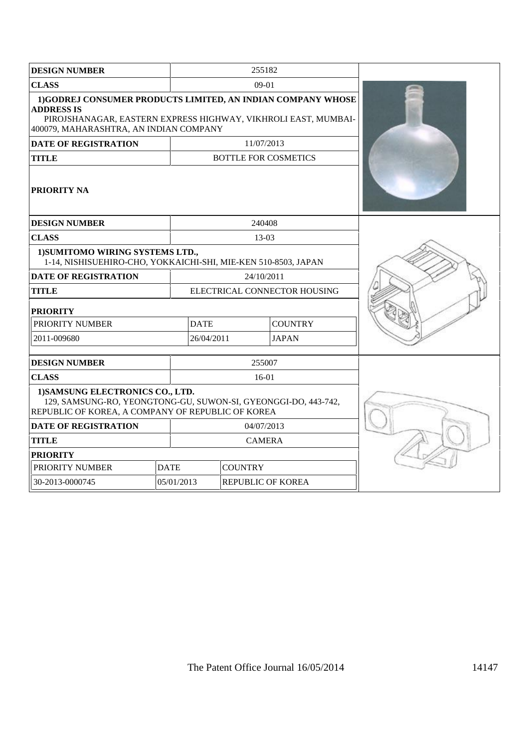| | |
|---|---|
| **DESIGN NUMBER** | 255182 |
| **CLASS** | 09-01 |
| **1)GODREJ CONSUMER PRODUCTS LIMITED, AN INDIAN COMPANY WHOSE ADDRESS IS** PIROJSHANAGAR, EASTERN EXPRESS HIGHWAY, VIKHROLI EAST, MUMBAI-400079, MAHARASHTRA, AN INDIAN COMPANY | |
| **DATE OF REGISTRATION** | 11/07/2013 |
| **TITLE** | BOTTLE FOR COSMETICS |
| **PRIORITY NA** | |

| | |
|---|---|
| **DESIGN NUMBER** | 240408 |
| **CLASS** | 13-03 |
| **1)SUMITOMO WIRING SYSTEMS LTD.,** 1-14, NISHISUEHIRO-CHO, YOKKAICHI-SHI, MIE-KEN 510-8503, JAPAN | |
| **DATE OF REGISTRATION** | 24/10/2011 |
| **TITLE** | ELECTRICAL CONNECTOR HOUSING |

**PRIORITY**

| PRIORITY NUMBER | DATE | COUNTRY |
|---|---|---|
| 2011-009680 | 26/04/2011 | JAPAN |

| | |
|---|---|
| **DESIGN NUMBER** | 255007 |
| **CLASS** | 16-01 |
| **1)SAMSUNG ELECTRONICS CO., LTD.** 129, SAMSUNG-RO, YEONGTONG-GU, SUWON-SI, GYEONGGI-DO, 443-742, REPUBLIC OF KOREA, A COMPANY OF REPUBLIC OF KOREA | |
| **DATE OF REGISTRATION** | 04/07/2013 |
| **TITLE** | CAMERA |

**PRIORITY**

| PRIORITY NUMBER | DATE | COUNTRY |
|---|---|---|
| 30-2013-0000745 | 05/01/2013 | REPUBLIC OF KOREA |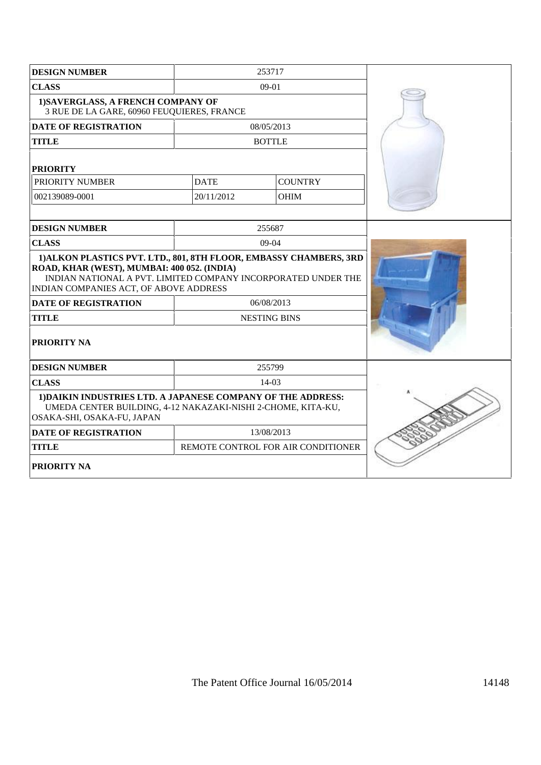| | | | |
|---|---|---|---|
| **DESIGN NUMBER** | 253717 | | |
| **CLASS** | 09-01 | | |
| **1)SAVERGLASS, A FRENCH COMPANY OF** 3 RUE DE LA GARE, 60960 FEUQUIERES, FRANCE | | | |
| **DATE OF REGISTRATION** | 08/05/2013 | | |
| **TITLE** | BOTTLE | | |
| **PRIORITY** | | | |
| PRIORITY NUMBER | DATE | COUNTRY | |
| 002139089-0001 | 20/11/2012 | OHIM | |

| | | |
|---|---|---|
| **DESIGN NUMBER** | 255687 | |
| **CLASS** | 09-04 | |
| **1)ALKON PLASTICS PVT. LTD., 801, 8TH FLOOR, EMBASSY CHAMBERS, 3RD ROAD, KHAR (WEST), MUMBAI: 400 052. (INDIA)** INDIAN NATIONAL A PVT. LIMITED COMPANY INCORPORATED UNDER THE INDIAN COMPANIES ACT, OF ABOVE ADDRESS | | |
| **DATE OF REGISTRATION** | 06/08/2013 | |
| **TITLE** | NESTING BINS | |
| **PRIORITY NA** | | |

| | | |
|---|---|---|
| **DESIGN NUMBER** | 255799 | |
| **CLASS** | 14-03 | |
| **1)DAIKIN INDUSTRIES LTD. A JAPANESE COMPANY OF THE ADDRESS:** UMEDA CENTER BUILDING, 4-12 NAKAZAKI-NISHI 2-CHOME, KITA-KU, OSAKA-SHI, OSAKA-FU, JAPAN | | |
| **DATE OF REGISTRATION** | 13/08/2013 | |
| **TITLE** | REMOTE CONTROL FOR AIR CONDITIONER | |
| **PRIORITY NA** | | |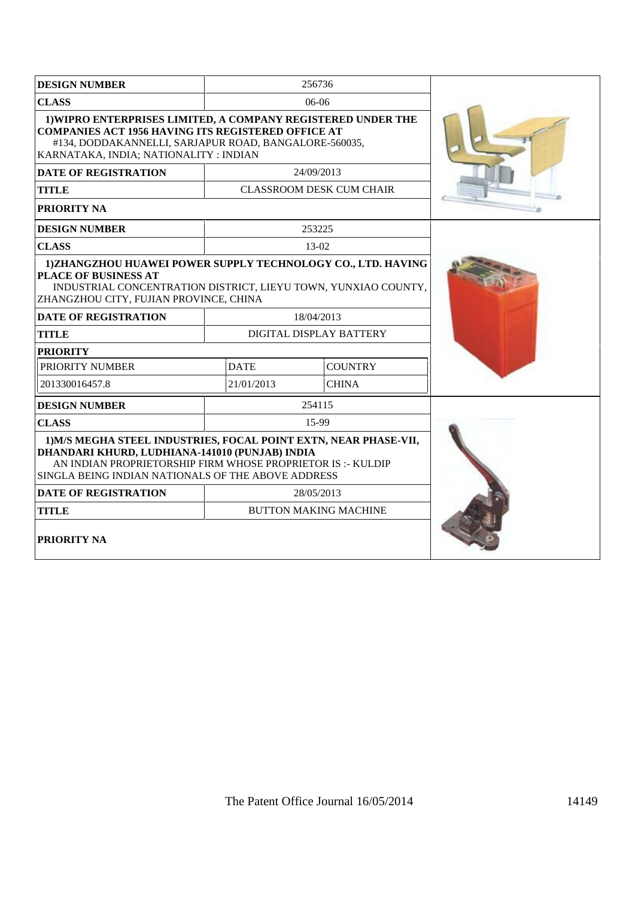| | |
|---|---|
| **DESIGN NUMBER** | 256736 |
| **CLASS** | 06-06 |
| **1)WIPRO ENTERPRISES LIMITED, A COMPANY REGISTERED UNDER THE COMPANIES ACT 1956 HAVING ITS REGISTERED OFFICE AT** #134, DODDAKANNELLI, SARJAPUR ROAD, BANGALORE-560035, KARNATAKA, INDIA; NATIONALITY : INDIAN | |
| **DATE OF REGISTRATION** | 24/09/2013 |
| **TITLE** | CLASSROOM DESK CUM CHAIR |
| **PRIORITY NA** | |

| | |
|---|---|
| **DESIGN NUMBER** | 253225 |
| **CLASS** | 13-02 |
| **1)ZHANGZHOU HUAWEI POWER SUPPLY TECHNOLOGY CO., LTD. HAVING PLACE OF BUSINESS AT** INDUSTRIAL CONCENTRATION DISTRICT, LIEYU TOWN, YUNXIAO COUNTY, ZHANGZHOU CITY, FUJIAN PROVINCE, CHINA | |
| **DATE OF REGISTRATION** | 18/04/2013 |
| **TITLE** | DIGITAL DISPLAY BATTERY |
| **PRIORITY** | |

| PRIORITY NUMBER | DATE | COUNTRY |
|---|---|---|
| 201330016457.8 | 21/01/2013 | CHINA |

| | |
|---|---|
| **DESIGN NUMBER** | 254115 |
| **CLASS** | 15-99 |
| **1)M/S MEGHA STEEL INDUSTRIES, FOCAL POINT EXTN, NEAR PHASE-VII, DHANDARI KHURD, LUDHIANA-141010 (PUNJAB) INDIA** AN INDIAN PROPRIETORSHIP FIRM WHOSE PROPRIETOR IS :- KULDIP SINGLA BEING INDIAN NATIONALS OF THE ABOVE ADDRESS | |
| **DATE OF REGISTRATION** | 28/05/2013 |
| **TITLE** | BUTTON MAKING MACHINE |
| **PRIORITY NA** | |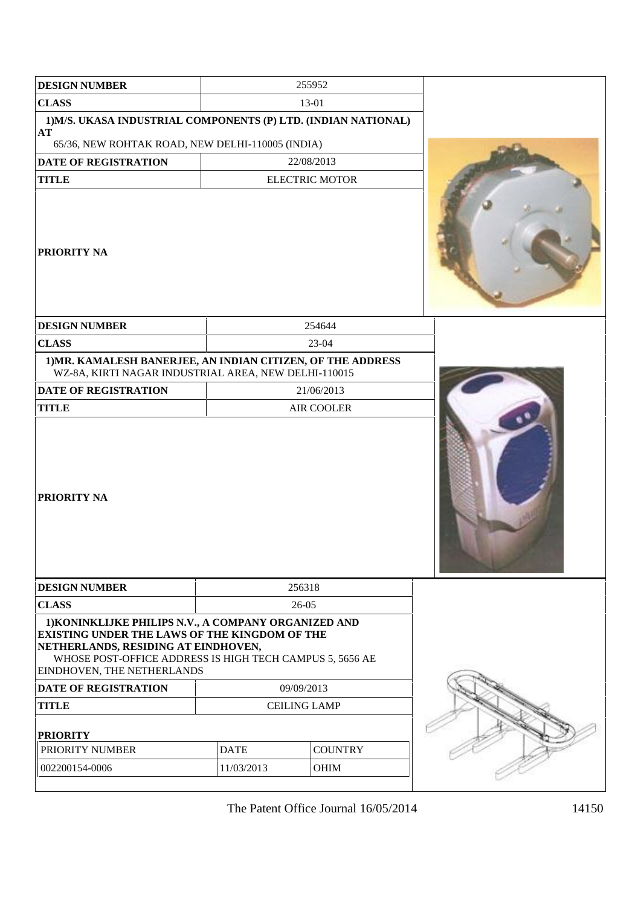| | |
|---|---|
| **DESIGN NUMBER** | 255952 |
| **CLASS** | 13-01 |
| **1)M/S. UKASA INDUSTRIAL COMPONENTS (P) LTD. (INDIAN NATIONAL) AT** 65/36, NEW ROHTAK ROAD, NEW DELHI-110005 (INDIA) | |
| **DATE OF REGISTRATION** | 22/08/2013 |
| **TITLE** | ELECTRIC MOTOR |
| **PRIORITY NA** | |

| | |
|---|---|
| **DESIGN NUMBER** | 254644 |
| **CLASS** | 23-04 |
| **1)MR. KAMALESH BANERJEE, AN INDIAN CITIZEN, OF THE ADDRESS** WZ-8A, KIRTI NAGAR INDUSTRIAL AREA, NEW DELHI-110015 | |
| **DATE OF REGISTRATION** | 21/06/2013 |
| **TITLE** | AIR COOLER |
| **PRIORITY NA** | |

| | |
|---|---|
| **DESIGN NUMBER** | 256318 |
| **CLASS** | 26-05 |
| **1)KONINKLIJKE PHILIPS N.V., A COMPANY ORGANIZED AND EXISTING UNDER THE LAWS OF THE KINGDOM OF THE NETHERLANDS, RESIDING AT EINDHOVEN,** WHOSE POST-OFFICE ADDRESS IS HIGH TECH CAMPUS 5, 5656 AE EINDHOVEN, THE NETHERLANDS | |
| **DATE OF REGISTRATION** | 09/09/2013 |
| **TITLE** | CEILING LAMP |

**PRIORITY**

| PRIORITY NUMBER | DATE | COUNTRY |
|---|---|---|
| 002200154-0006 | 11/03/2013 | OHIM |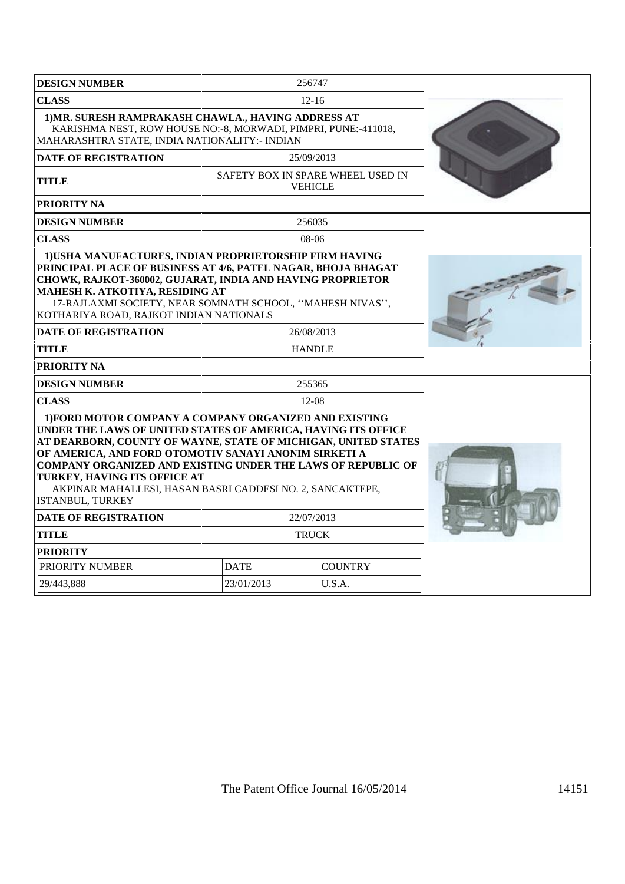| | | |
|---|---|---|
| **DESIGN NUMBER** | 256747 | |
| **CLASS** | 12-16 | |
| **1)MR. SURESH RAMPRAKASH CHAWLA., HAVING ADDRESS AT** KARISHMA NEST, ROW HOUSE NO:-8, MORWADI, PIMPRI, PUNE:-411018, MAHARASHTRA STATE, INDIA NATIONALITY:- INDIAN | | |
| **DATE OF REGISTRATION** | 25/09/2013 | |
| **TITLE** | SAFETY BOX IN SPARE WHEEL USED IN VEHICLE | |
| **PRIORITY NA** | | |

| | | |
|---|---|---|
| **DESIGN NUMBER** | 256035 | |
| **CLASS** | 08-06 | |
| **1)USHA MANUFACTURES, INDIAN PROPRIETORSHIP FIRM HAVING PRINCIPAL PLACE OF BUSINESS AT 4/6, PATEL NAGAR, BHOJA BHAGAT CHOWK, RAJKOT-360002, GUJARAT, INDIA AND HAVING PROPRIETOR MAHESH K. ATKOTIYA, RESIDING AT** 17-RAJLAXMI SOCIETY, NEAR SOMNATH SCHOOL, ''MAHESH NIVAS'', KOTHARIYA ROAD, RAJKOT INDIAN NATIONALS | | |
| **DATE OF REGISTRATION** | 26/08/2013 | |
| **TITLE** | HANDLE | |
| **PRIORITY NA** | | |

| | | |
|---|---|---|
| **DESIGN NUMBER** | 255365 | |
| **CLASS** | 12-08 | |
| **1)FORD MOTOR COMPANY A COMPANY ORGANIZED AND EXISTING UNDER THE LAWS OF UNITED STATES OF AMERICA, HAVING ITS OFFICE AT DEARBORN, COUNTY OF WAYNE, STATE OF MICHIGAN, UNITED STATES OF AMERICA, AND FORD OTOMOTIV SANAYI ANONIM SIRKETI A COMPANY ORGANIZED AND EXISTING UNDER THE LAWS OF REPUBLIC OF TURKEY, HAVING ITS OFFICE AT** AKPINAR MAHALLESI, HASAN BASRI CADDESI NO. 2, SANCAKTEPE, ISTANBUL, TURKEY | | |
| **DATE OF REGISTRATION** | 22/07/2013 | |
| **TITLE** | TRUCK | |
| **PRIORITY** | | |
| PRIORITY NUMBER | DATE | COUNTRY |
| 29/443,888 | 23/01/2013 | U.S.A. |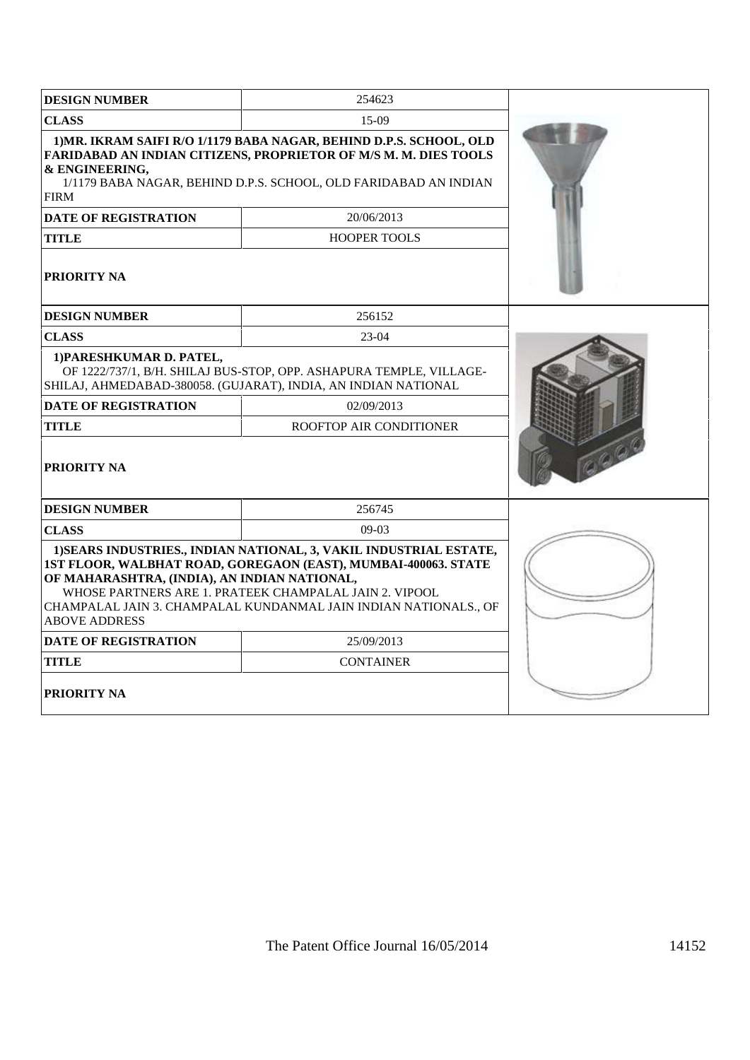| | |
|---|---|
| **DESIGN NUMBER** | 254623 |
| **CLASS** | 15-09 |
| **1)MR. IKRAM SAIFI R/O 1/1179 BABA NAGAR, BEHIND D.P.S. SCHOOL, OLD FARIDABAD AN INDIAN CITIZENS, PROPRIETOR OF M/S M. M. DIES TOOLS & ENGINEERING,** 1/1179 BABA NAGAR, BEHIND D.P.S. SCHOOL, OLD FARIDABAD AN INDIAN FIRM | |
| **DATE OF REGISTRATION** | 20/06/2013 |
| **TITLE** | HOOPER TOOLS |
| **PRIORITY NA** | |

| | |
|---|---|
| **DESIGN NUMBER** | 256152 |
| **CLASS** | 23-04 |
| **1)PARESHKUMAR D. PATEL,** OF 1222/737/1, B/H. SHILAJ BUS-STOP, OPP. ASHAPURA TEMPLE, VILLAGE-SHILAJ, AHMEDABAD-380058. (GUJARAT), INDIA, AN INDIAN NATIONAL | |
| **DATE OF REGISTRATION** | 02/09/2013 |
| **TITLE** | ROOFTOP AIR CONDITIONER |
| **PRIORITY NA** | |

| | |
|---|---|
| **DESIGN NUMBER** | 256745 |
| **CLASS** | 09-03 |
| **1)SEARS INDUSTRIES., INDIAN NATIONAL, 3, VAKIL INDUSTRIAL ESTATE, 1ST FLOOR, WALBHAT ROAD, GOREGAON (EAST), MUMBAI-400063. STATE OF MAHARASHTRA, (INDIA), AN INDIAN NATIONAL,** WHOSE PARTNERS ARE 1. PRATEEK CHAMPALAL JAIN 2. VIPOOL CHAMPALAL JAIN 3. CHAMPALAL KUNDANMAL JAIN INDIAN NATIONALS., OF ABOVE ADDRESS | |
| **DATE OF REGISTRATION** | 25/09/2013 |
| **TITLE** | CONTAINER |
| **PRIORITY NA** | |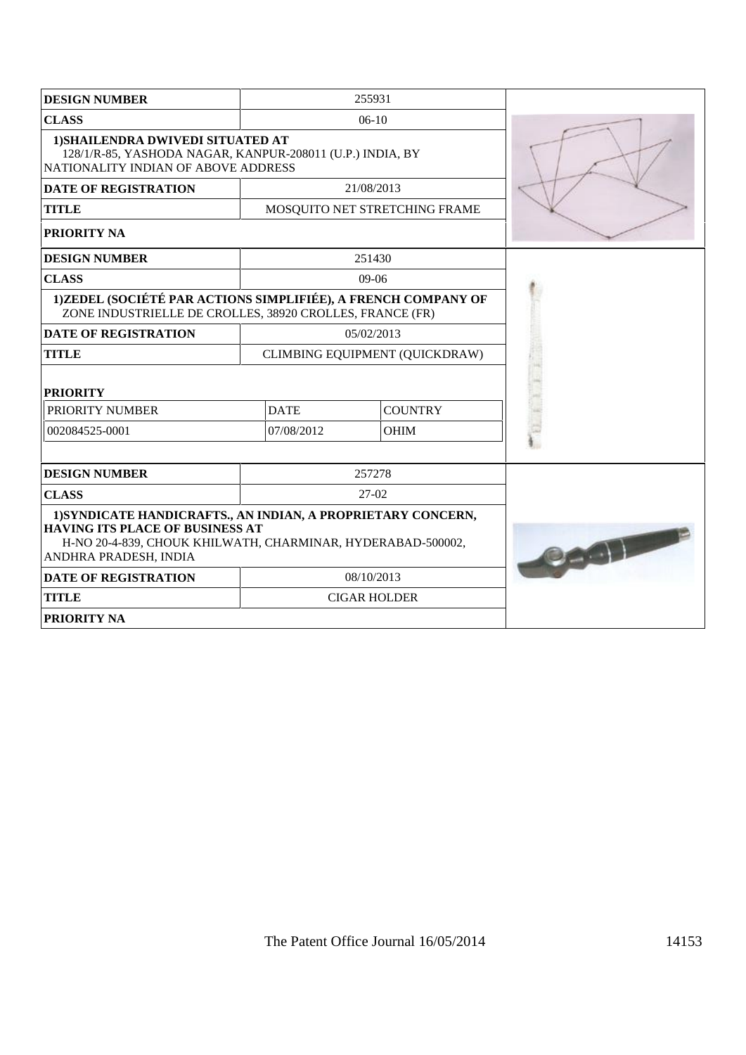| | |
|---|---|
| **DESIGN NUMBER** | 255931 |
| **CLASS** | 06-10 |
| **1)SHAILENDRA DWIVEDI SITUATED AT** 128/1/R-85, YASHODA NAGAR, KANPUR-208011 (U.P.) INDIA, BY NATIONALITY INDIAN OF ABOVE ADDRESS | |
| **DATE OF REGISTRATION** | 21/08/2013 |
| **TITLE** | MOSQUITO NET STRETCHING FRAME |
| **PRIORITY NA** | |

| | |
|---|---|
| **DESIGN NUMBER** | 251430 |
| **CLASS** | 09-06 |
| **1)ZEDEL (SOCIÉTÉ PAR ACTIONS SIMPLIFIÉE), A FRENCH COMPANY OF** ZONE INDUSTRIELLE DE CROLLES, 38920 CROLLES, FRANCE (FR) | |
| **DATE OF REGISTRATION** | 05/02/2013 |
| **TITLE** | CLIMBING EQUIPMENT (QUICKDRAW) |

**PRIORITY**

| PRIORITY NUMBER | DATE | COUNTRY |
|---|---|---|
| 002084525-0001 | 07/08/2012 | OHIM |

| | |
|---|---|
| **DESIGN NUMBER** | 257278 |
| **CLASS** | 27-02 |
| **1)SYNDICATE HANDICRAFTS., AN INDIAN, A PROPRIETARY CONCERN, HAVING ITS PLACE OF BUSINESS AT** H-NO 20-4-839, CHOUK KHILWATH, CHARMINAR, HYDERABAD-500002, ANDHRA PRADESH, INDIA | |
| **DATE OF REGISTRATION** | 08/10/2013 |
| **TITLE** | CIGAR HOLDER |
| **PRIORITY NA** | |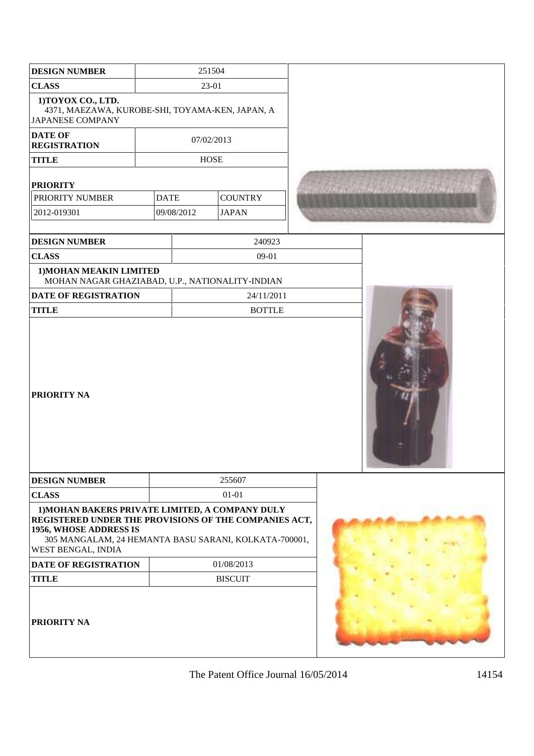| | | | |
|---|---|---|---|
| **DESIGN NUMBER** | 251504 | | |
| **CLASS** | 23-01 | | |
| **1)TOYOX CO., LTD.** 4371, MAEZAWA, KUROBE-SHI, TOYAMA-KEN, JAPAN, A JAPANESE COMPANY | | | |
| **DATE OF REGISTRATION** | 07/02/2013 | | |
| **TITLE** | HOSE | | |
| **PRIORITY** | | | |
| PRIORITY NUMBER | DATE | COUNTRY | |
| 2012-019301 | 09/08/2012 | JAPAN | |

| | |
|---|---|
| **DESIGN NUMBER** | 240923 |
| **CLASS** | 09-01 |
| **1)MOHAN MEAKIN LIMITED** MOHAN NAGAR GHAZIABAD, U.P., NATIONALITY-INDIAN | |
| **DATE OF REGISTRATION** | 24/11/2011 |
| **TITLE** | BOTTLE |
| **PRIORITY NA** | |

| | |
|---|---|
| **DESIGN NUMBER** | 255607 |
| **CLASS** | 01-01 |
| **1)MOHAN BAKERS PRIVATE LIMITED, A COMPANY DULY REGISTERED UNDER THE PROVISIONS OF THE COMPANIES ACT, 1956, WHOSE ADDRESS IS** 305 MANGALAM, 24 HEMANTA BASU SARANI, KOLKATA-700001, WEST BENGAL, INDIA | |
| **DATE OF REGISTRATION** | 01/08/2013 |
| **TITLE** | BISCUIT |
| **PRIORITY NA** | |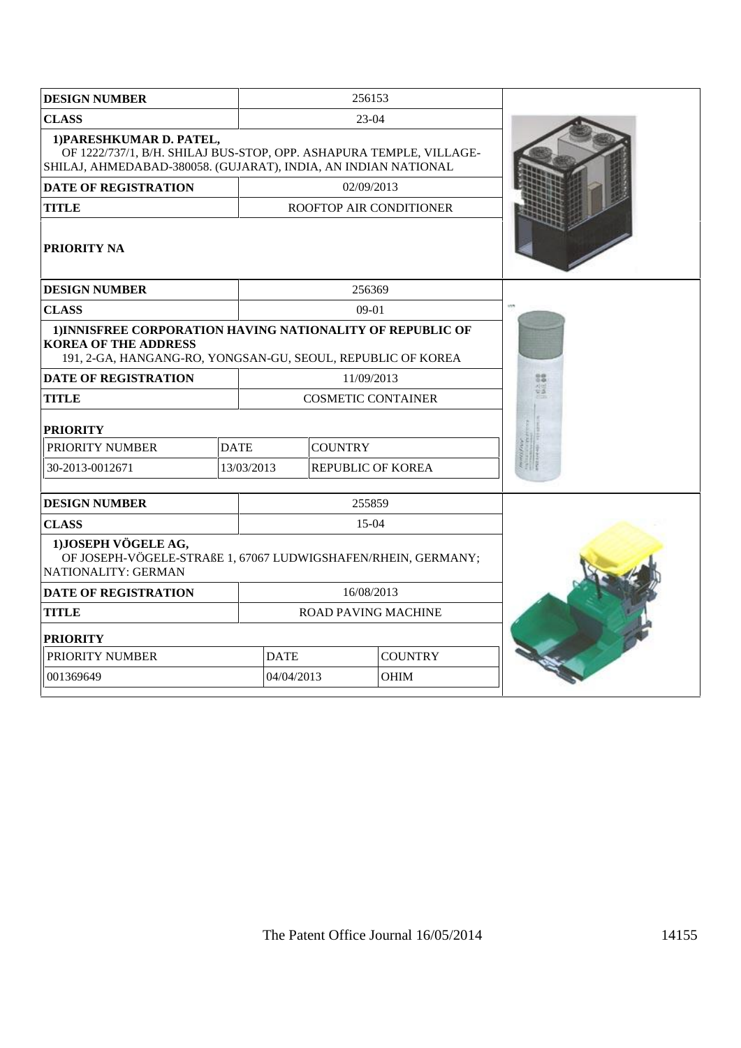| | |
|---|---|
| **DESIGN NUMBER** | 256153 |
| **CLASS** | 23-04 |
| **1)PARESHKUMAR D. PATEL,** OF 1222/737/1, B/H. SHILAJ BUS-STOP, OPP. ASHAPURA TEMPLE, VILLAGE-SHILAJ, AHMEDABAD-380058. (GUJARAT), INDIA, AN INDIAN NATIONAL | |
| **DATE OF REGISTRATION** | 02/09/2013 |
| **TITLE** | ROOFTOP AIR CONDITIONER |
| **PRIORITY NA** | |

| | |
|---|---|
| **DESIGN NUMBER** | 256369 |
| **CLASS** | 09-01 |
| **1)INNISFREE CORPORATION HAVING NATIONALITY OF REPUBLIC OF KOREA OF THE ADDRESS** 191, 2-GA, HANGANG-RO, YONGSAN-GU, SEOUL, REPUBLIC OF KOREA | |
| **DATE OF REGISTRATION** | 11/09/2013 |
| **TITLE** | COSMETIC CONTAINER |

**PRIORITY**

| PRIORITY NUMBER | DATE | COUNTRY |
|---|---|---|
| 30-2013-0012671 | 13/03/2013 | REPUBLIC OF KOREA |

| | |
|---|---|
| **DESIGN NUMBER** | 255859 |
| **CLASS** | 15-04 |
| **1)JOSEPH VÖGELE AG,** OF JOSEPH-VÖGELE-STRAßE 1, 67067 LUDWIGSHAFEN/RHEIN, GERMANY; NATIONALITY: GERMAN | |
| **DATE OF REGISTRATION** | 16/08/2013 |
| **TITLE** | ROAD PAVING MACHINE |

**PRIORITY**

| PRIORITY NUMBER | DATE | COUNTRY |
|---|---|---|
| 001369649 | 04/04/2013 | OHIM |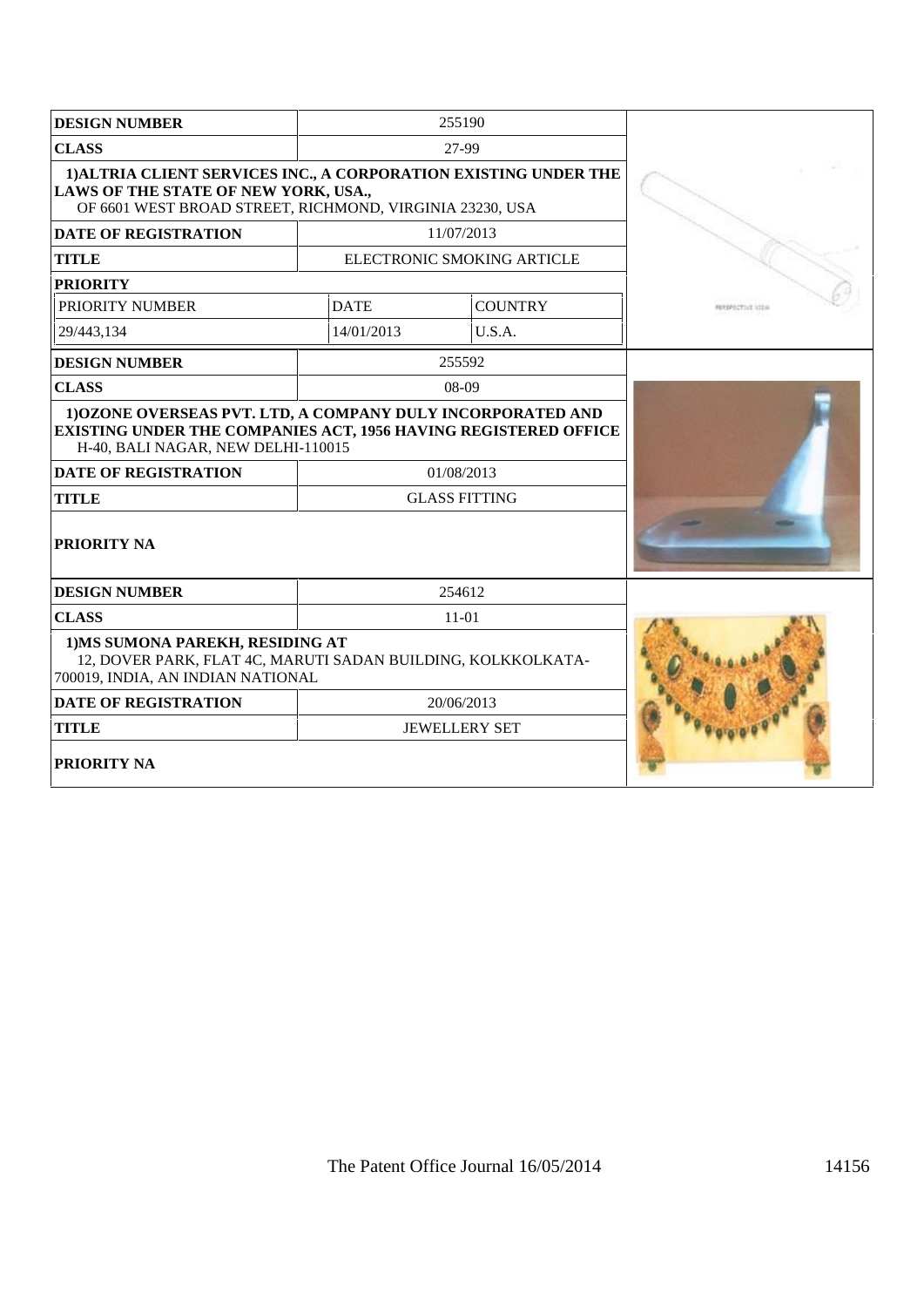| DESIGN NUMBER | 255190 | |
| --- | --- | --- |
| CLASS | 27-99 | |
| 1)ALTRIA CLIENT SERVICES INC., A CORPORATION EXISTING UNDER THE LAWS OF THE STATE OF NEW YORK, USA., OF 6601 WEST BROAD STREET, RICHMOND, VIRGINIA 23230, USA | | |
| DATE OF REGISTRATION | 11/07/2013 | |
| TITLE | ELECTRONIC SMOKING ARTICLE | |
| PRIORITY | | |
| PRIORITY NUMBER | DATE | COUNTRY |
| 29/443,134 | 14/01/2013 | U.S.A. |

| DESIGN NUMBER | 255592 |
| --- | --- |
| CLASS | 08-09 |
| 1)OZONE OVERSEAS PVT. LTD, A COMPANY DULY INCORPORATED AND EXISTING UNDER THE COMPANIES ACT, 1956 HAVING REGISTERED OFFICE H-40, BALI NAGAR, NEW DELHI-110015 | |
| DATE OF REGISTRATION | 01/08/2013 |
| TITLE | GLASS FITTING |
| PRIORITY NA | |

| DESIGN NUMBER | 254612 |
| --- | --- |
| CLASS | 11-01 |
| 1)MS SUMONA PAREKH, RESIDING AT 12, DOVER PARK, FLAT 4C, MARUTI SADAN BUILDING, KOLKKOLKATA-700019, INDIA, AN INDIAN NATIONAL | |
| DATE OF REGISTRATION | 20/06/2013 |
| TITLE | JEWELLERY SET |
| PRIORITY NA | |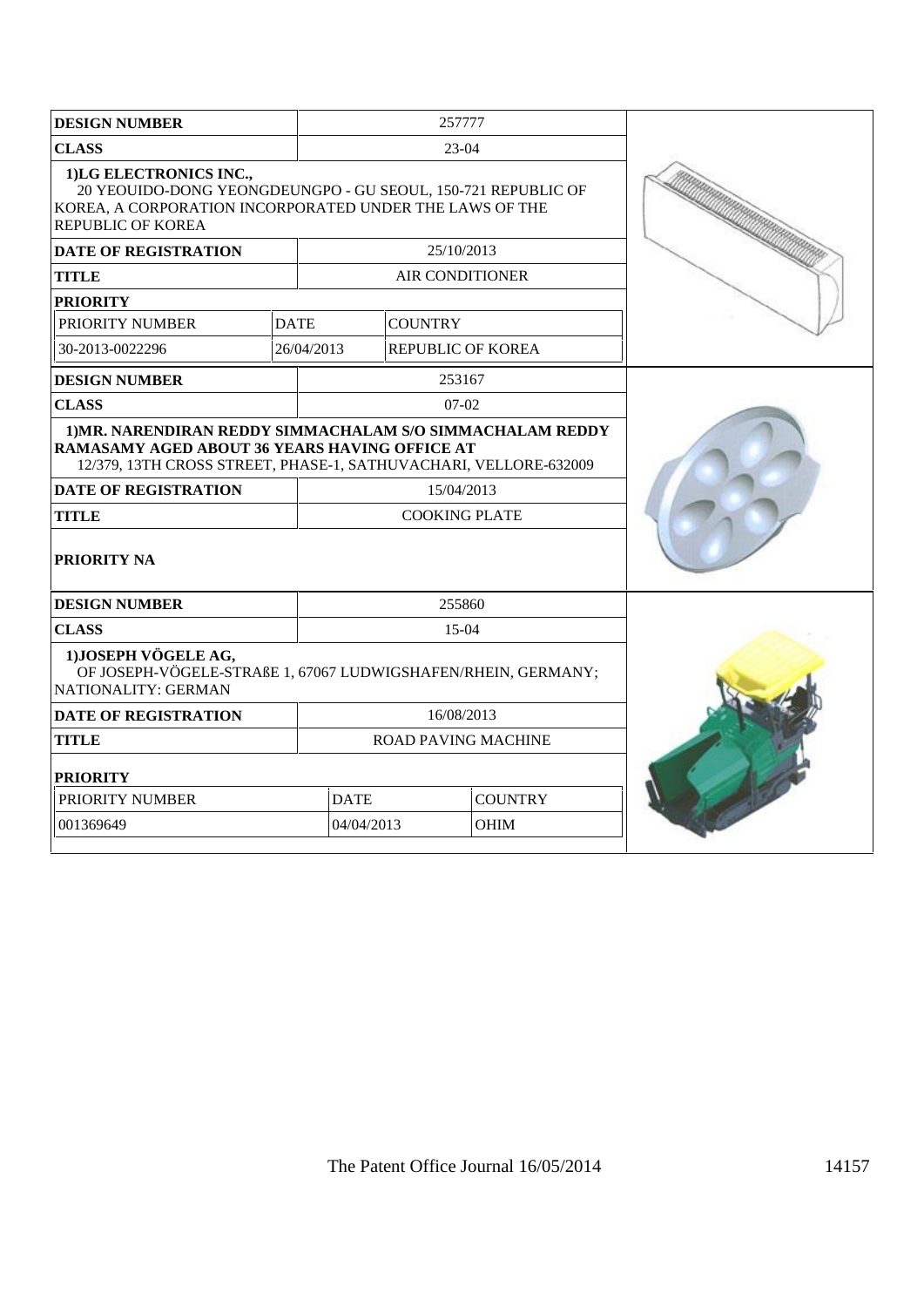| DESIGN NUMBER | 257777 | |
|---|---|---|
| CLASS | 23-04 | |
| **1)LG ELECTRONICS INC.,** 20 YEOUIDO-DONG YEONGDEUNGPO - GU SEOUL, 150-721 REPUBLIC OF KOREA, A CORPORATION INCORPORATED UNDER THE LAWS OF THE REPUBLIC OF KOREA | | |
| DATE OF REGISTRATION | 25/10/2013 | |
| TITLE | AIR CONDITIONER | |
| PRIORITY | | |
| PRIORITY NUMBER | DATE | COUNTRY |
| 30-2013-0022296 | 26/04/2013 | REPUBLIC OF KOREA |

| DESIGN NUMBER | 253167 |
|---|---|
| CLASS | 07-02 |
| **1)MR. NARENDIRAN REDDY SIMMACHALAM S/O SIMMACHALAM REDDY RAMASAMY AGED ABOUT 36 YEARS HAVING OFFICE AT** 12/379, 13TH CROSS STREET, PHASE-1, SATHUVACHARI, VELLORE-632009 | |
| DATE OF REGISTRATION | 15/04/2013 |
| TITLE | COOKING PLATE |
| PRIORITY NA | |

| DESIGN NUMBER | 255860 | |
|---|---|---|
| CLASS | 15-04 | |
| **1)JOSEPH VÖGELE AG,** OF JOSEPH-VÖGELE-STRAßE 1, 67067 LUDWIGSHAFEN/RHEIN, GERMANY; NATIONALITY: GERMAN | | |
| DATE OF REGISTRATION | 16/08/2013 | |
| TITLE | ROAD PAVING MACHINE | |
| PRIORITY | | |
| PRIORITY NUMBER | DATE | COUNTRY |
| 001369649 | 04/04/2013 | OHIM |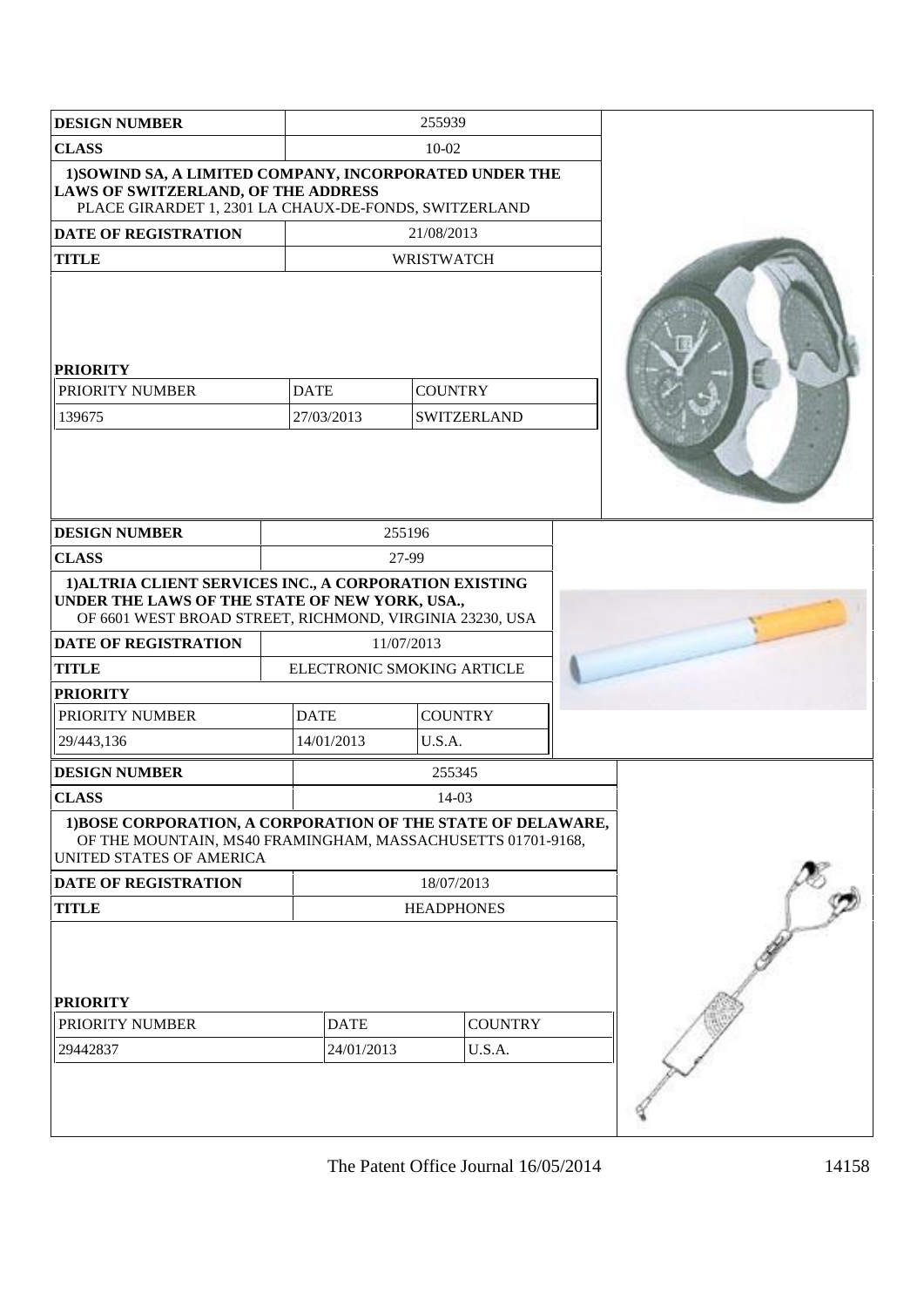| DESIGN NUMBER | 255939 | |
|---|---|---|
| CLASS | 10-02 | |

1)SOWIND SA, A LIMITED COMPANY, INCORPORATED UNDER THE LAWS OF SWITZERLAND, OF THE ADDRESS PLACE GIRARDET 1, 2301 LA CHAUX-DE-FONDS, SWITZERLAND

| DATE OF REGISTRATION | 21/08/2013 |
|---|---|
| TITLE | WRISTWATCH |

**PRIORITY**

| PRIORITY NUMBER | DATE | COUNTRY |
|---|---|---|
| 139675 | 27/03/2013 | SWITZERLAND |

| DESIGN NUMBER | 255196 |
|---|---|
| CLASS | 27-99 |

1)ALTRIA CLIENT SERVICES INC., A CORPORATION EXISTING UNDER THE LAWS OF THE STATE OF NEW YORK, USA., OF 6601 WEST BROAD STREET, RICHMOND, VIRGINIA 23230, USA

| DATE OF REGISTRATION | 11/07/2013 |
|---|---|
| TITLE | ELECTRONIC SMOKING ARTICLE |

**PRIORITY**

| PRIORITY NUMBER | DATE | COUNTRY |
|---|---|---|
| 29/443,136 | 14/01/2013 | U.S.A. |

| DESIGN NUMBER | 255345 |
|---|---|
| CLASS | 14-03 |

1)BOSE CORPORATION, A CORPORATION OF THE STATE OF DELAWARE, OF THE MOUNTAIN, MS40 FRAMINGHAM, MASSACHUSETTS 01701-9168, UNITED STATES OF AMERICA

| DATE OF REGISTRATION | 18/07/2013 |
|---|---|
| TITLE | HEADPHONES |

**PRIORITY**

| PRIORITY NUMBER | DATE | COUNTRY |
|---|---|---|
| 29442837 | 24/01/2013 | U.S.A. |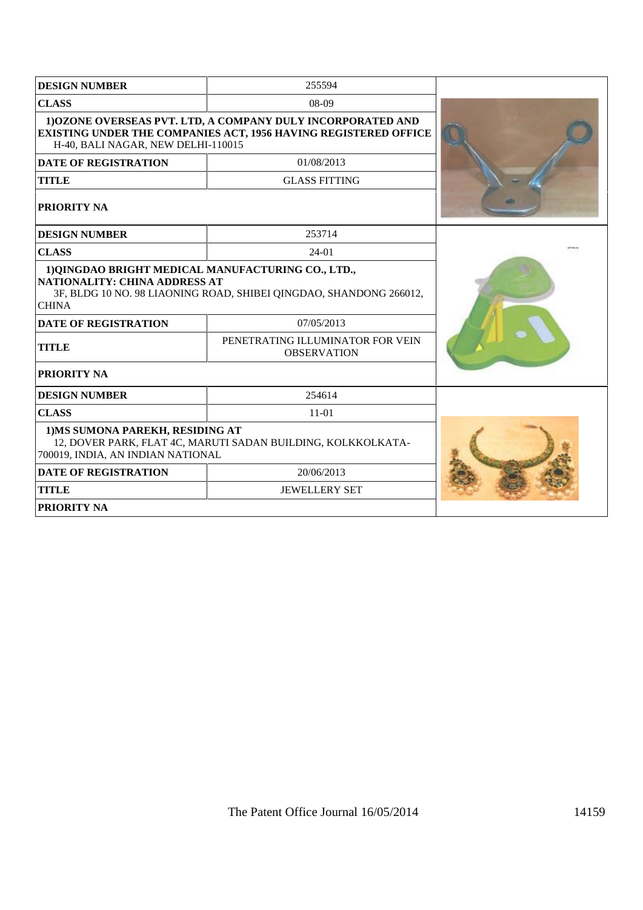| | |
|---|---|
| **DESIGN NUMBER** | 255594 |
| **CLASS** | 08-09 |
| **1)OZONE OVERSEAS PVT. LTD, A COMPANY DULY INCORPORATED AND EXISTING UNDER THE COMPANIES ACT, 1956 HAVING REGISTERED OFFICE** H-40, BALI NAGAR, NEW DELHI-110015 | |
| **DATE OF REGISTRATION** | 01/08/2013 |
| **TITLE** | GLASS FITTING |
| **PRIORITY NA** | |

| | |
|---|---|
| **DESIGN NUMBER** | 253714 |
| **CLASS** | 24-01 |
| **1)QINGDAO BRIGHT MEDICAL MANUFACTURING CO., LTD., NATIONALITY: CHINA ADDRESS AT** 3F, BLDG 10 NO. 98 LIAONING ROAD, SHIBEI QINGDAO, SHANDONG 266012, CHINA | |
| **DATE OF REGISTRATION** | 07/05/2013 |
| **TITLE** | PENETRATING ILLUMINATOR FOR VEIN OBSERVATION |
| **PRIORITY NA** | |

| | |
|---|---|
| **DESIGN NUMBER** | 254614 |
| **CLASS** | 11-01 |
| **1)MS SUMONA PAREKH, RESIDING AT** 12, DOVER PARK, FLAT 4C, MARUTI SADAN BUILDING, KOLKKOLKATA-700019, INDIA, AN INDIAN NATIONAL | |
| **DATE OF REGISTRATION** | 20/06/2013 |
| **TITLE** | JEWELLERY SET |
| **PRIORITY NA** | |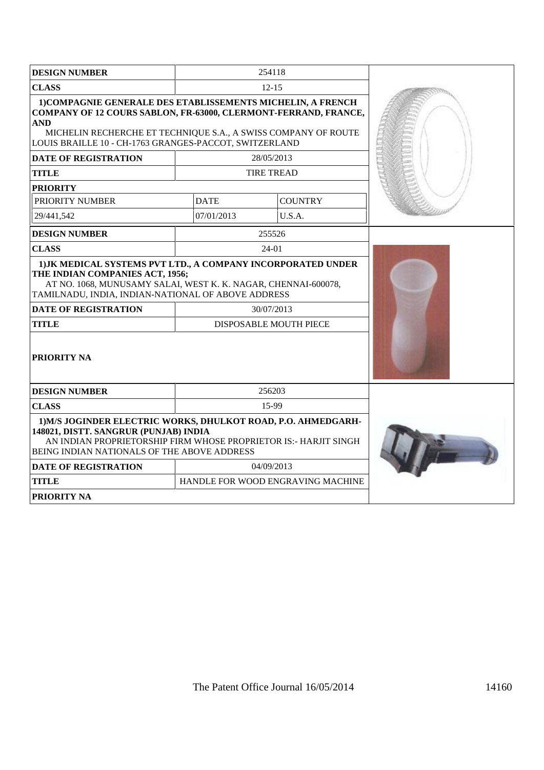| | | | |
|---|---|---|---|
| **DESIGN NUMBER** | 254118 | | |
| **CLASS** | 12-15 | | |
| **1)COMPAGNIE GENERALE DES ETABLISSEMENTS MICHELIN, A FRENCH COMPANY OF 12 COURS SABLON, FR-63000, CLERMONT-FERRAND, FRANCE, AND** MICHELIN RECHERCHE ET TECHNIQUE S.A., A SWISS COMPANY OF ROUTE LOUIS BRAILLE 10 - CH-1763 GRANGES-PACCOT, SWITZERLAND | | | |
| **DATE OF REGISTRATION** | 28/05/2013 | | |
| **TITLE** | TIRE TREAD | | |
| **PRIORITY** | | | |
| PRIORITY NUMBER | DATE | COUNTRY | |
| 29/441,542 | 07/01/2013 | U.S.A. | |

| | |
|---|---|
| **DESIGN NUMBER** | 255526 |
| **CLASS** | 24-01 |
| **1)JK MEDICAL SYSTEMS PVT LTD., A COMPANY INCORPORATED UNDER THE INDIAN COMPANIES ACT, 1956;** AT NO. 1068, MUNUSAMY SALAI, WEST K. K. NAGAR, CHENNAI-600078, TAMILNADU, INDIA, INDIAN-NATIONAL OF ABOVE ADDRESS | |
| **DATE OF REGISTRATION** | 30/07/2013 |
| **TITLE** | DISPOSABLE MOUTH PIECE |
| **PRIORITY NA** | |

| | |
|---|---|
| **DESIGN NUMBER** | 256203 |
| **CLASS** | 15-99 |
| **1)M/S JOGINDER ELECTRIC WORKS, DHULKOT ROAD, P.O. AHMEDGARH-148021, DISTT. SANGRUR (PUNJAB) INDIA** AN INDIAN PROPRIETORSHIP FIRM WHOSE PROPRIETOR IS:- HARJIT SINGH BEING INDIAN NATIONALS OF THE ABOVE ADDRESS | |
| **DATE OF REGISTRATION** | 04/09/2013 |
| **TITLE** | HANDLE FOR WOOD ENGRAVING MACHINE |
| **PRIORITY NA** | |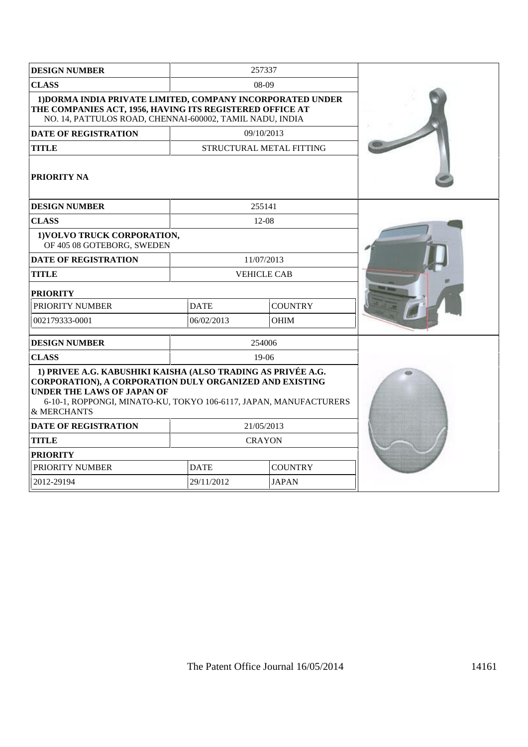| | | | |
|---|---|---|---|
| **DESIGN NUMBER** | 257337 | | |
| **CLASS** | 08-09 | | |
| **1)DORMA INDIA PRIVATE LIMITED, COMPANY INCORPORATED UNDER THE COMPANIES ACT, 1956, HAVING ITS REGISTERED OFFICE AT** NO. 14, PATTULOS ROAD, CHENNAI-600002, TAMIL NADU, INDIA | | | |
| **DATE OF REGISTRATION** | 09/10/2013 | | |
| **TITLE** | STRUCTURAL METAL FITTING | | |
| **PRIORITY NA** | | | |

| | | | |
|---|---|---|---|
| **DESIGN NUMBER** | 255141 | | |
| **CLASS** | 12-08 | | |
| **1)VOLVO TRUCK CORPORATION,** OF 405 08 GOTEBORG, SWEDEN | | | |
| **DATE OF REGISTRATION** | 11/07/2013 | | |
| **TITLE** | VEHICLE CAB | | |
| **PRIORITY** | | | |
| PRIORITY NUMBER | DATE | COUNTRY | |
| 002179333-0001 | 06/02/2013 | OHIM | |

| | | | |
|---|---|---|---|
| **DESIGN NUMBER** | 254006 | | |
| **CLASS** | 19-06 | | |
| **1) PRIVEE A.G. KABUSHIKI KAISHA (ALSO TRADING AS PRIVÉE A.G. CORPORATION), A CORPORATION DULY ORGANIZED AND EXISTING UNDER THE LAWS OF JAPAN OF** 6-10-1, ROPPONGI, MINATO-KU, TOKYO 106-6117, JAPAN, MANUFACTURERS & MERCHANTS | | | |
| **DATE OF REGISTRATION** | 21/05/2013 | | |
| **TITLE** | CRAYON | | |
| **PRIORITY** | | | |
| PRIORITY NUMBER | DATE | COUNTRY | |
| 2012-29194 | 29/11/2012 | JAPAN | |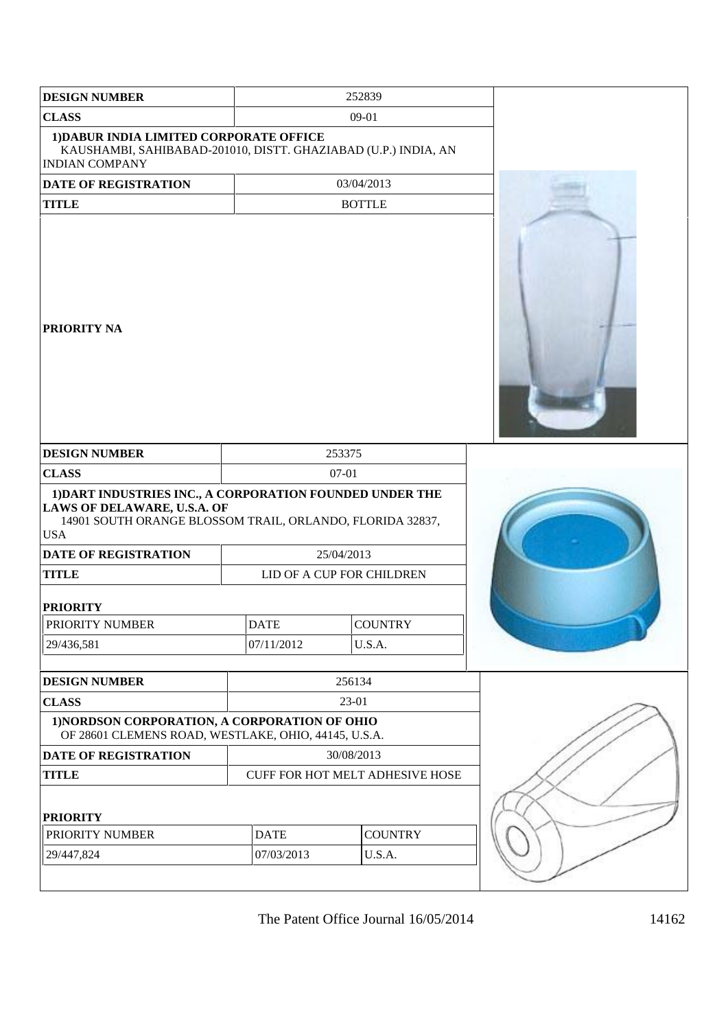| DESIGN NUMBER | 252839 | |
|---|---|---|
| CLASS | 09-01 | |
| 1)DABUR INDIA LIMITED CORPORATE OFFICE KAUSHAMBI, SAHIBABAD-201010, DISTT. GHAZIABAD (U.P.) INDIA, AN INDIAN COMPANY | | |
| DATE OF REGISTRATION | 03/04/2013 | |
| TITLE | BOTTLE | |
| PRIORITY NA | | |

| DESIGN NUMBER | 253375 | |
|---|---|---|
| CLASS | 07-01 | |
| 1)DART INDUSTRIES INC., A CORPORATION FOUNDED UNDER THE LAWS OF DELAWARE, U.S.A. OF 14901 SOUTH ORANGE BLOSSOM TRAIL, ORLANDO, FLORIDA 32837, USA | | |
| DATE OF REGISTRATION | 25/04/2013 | |
| TITLE | LID OF A CUP FOR CHILDREN | |
| PRIORITY | | |
| PRIORITY NUMBER | DATE | COUNTRY |
| 29/436,581 | 07/11/2012 | U.S.A. |

| DESIGN NUMBER | 256134 | |
|---|---|---|
| CLASS | 23-01 | |
| 1)NORDSON CORPORATION, A CORPORATION OF OHIO OF 28601 CLEMENS ROAD, WESTLAKE, OHIO, 44145, U.S.A. | | |
| DATE OF REGISTRATION | 30/08/2013 | |
| TITLE | CUFF FOR HOT MELT ADHESIVE HOSE | |
| PRIORITY | | |
| PRIORITY NUMBER | DATE | COUNTRY |
| 29/447,824 | 07/03/2013 | U.S.A. |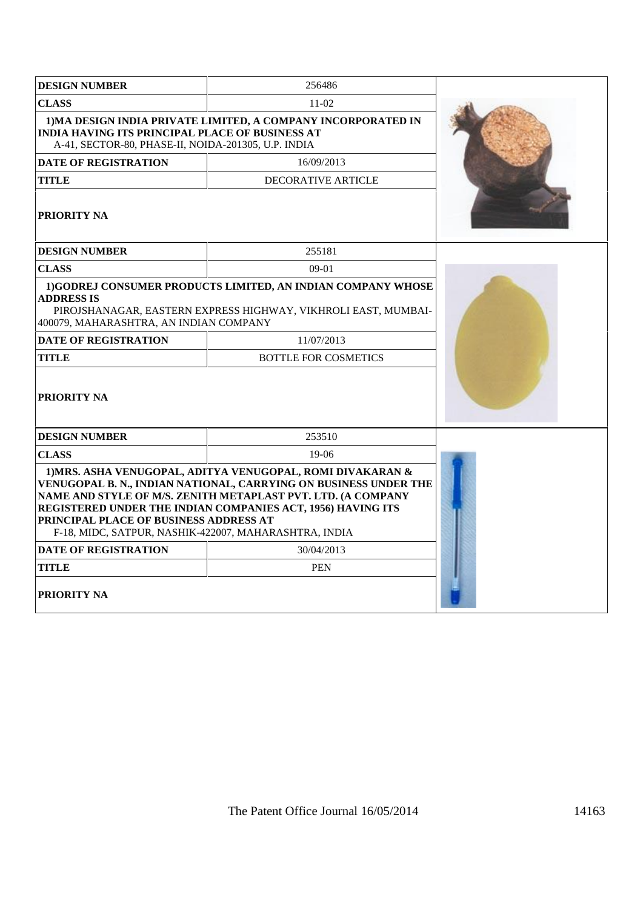| | |
|---|---|
| **DESIGN NUMBER** | 256486 |
| **CLASS** | 11-02 |
| **1)MA DESIGN INDIA PRIVATE LIMITED, A COMPANY INCORPORATED IN INDIA HAVING ITS PRINCIPAL PLACE OF BUSINESS AT** A-41, SECTOR-80, PHASE-II, NOIDA-201305, U.P. INDIA | |
| **DATE OF REGISTRATION** | 16/09/2013 |
| **TITLE** | DECORATIVE ARTICLE |
| **PRIORITY NA** | |

| | |
|---|---|
| **DESIGN NUMBER** | 255181 |
| **CLASS** | 09-01 |
| **1)GODREJ CONSUMER PRODUCTS LIMITED, AN INDIAN COMPANY WHOSE ADDRESS IS** PIROJSHANAGAR, EASTERN EXPRESS HIGHWAY, VIKHROLI EAST, MUMBAI-400079, MAHARASHTRA, AN INDIAN COMPANY | |
| **DATE OF REGISTRATION** | 11/07/2013 |
| **TITLE** | BOTTLE FOR COSMETICS |
| **PRIORITY NA** | |

| | |
|---|---|
| **DESIGN NUMBER** | 253510 |
| **CLASS** | 19-06 |
| **1)MRS. ASHA VENUGOPAL, ADITYA VENUGOPAL, ROMI DIVAKARAN & VENUGOPAL B. N., INDIAN NATIONAL, CARRYING ON BUSINESS UNDER THE NAME AND STYLE OF M/S. ZENITH METAPLAST PVT. LTD. (A COMPANY REGISTERED UNDER THE INDIAN COMPANIES ACT, 1956) HAVING ITS PRINCIPAL PLACE OF BUSINESS ADDRESS AT** F-18, MIDC, SATPUR, NASHIK-422007, MAHARASHTRA, INDIA | |
| **DATE OF REGISTRATION** | 30/04/2013 |
| **TITLE** | PEN |
| **PRIORITY NA** | |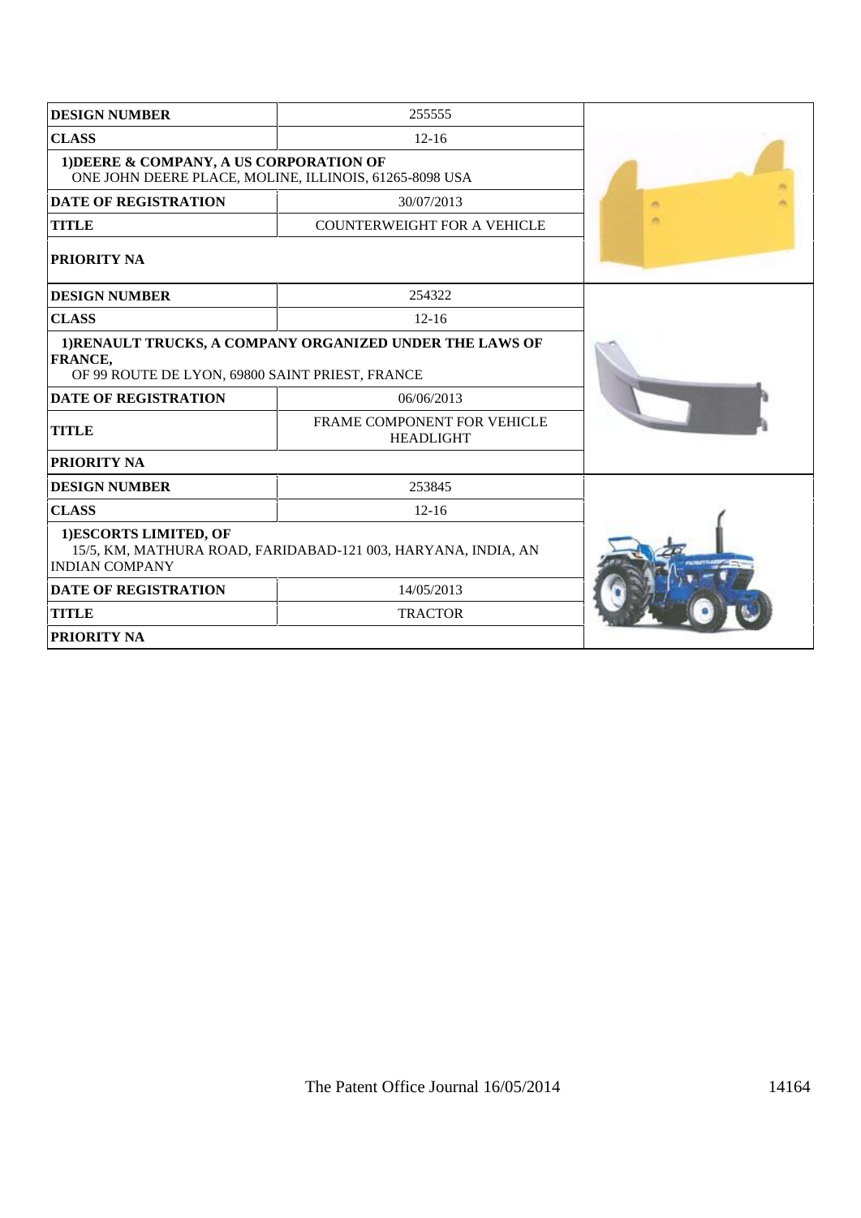| | |
|---|---|
| **DESIGN NUMBER** | 255555 |
| **CLASS** | 12-16 |
| **1)DEERE & COMPANY, A US CORPORATION OF** ONE JOHN DEERE PLACE, MOLINE, ILLINOIS, 61265-8098 USA | |
| **DATE OF REGISTRATION** | 30/07/2013 |
| **TITLE** | COUNTERWEIGHT FOR A VEHICLE |
| **PRIORITY NA** | |

| | |
|---|---|
| **DESIGN NUMBER** | 254322 |
| **CLASS** | 12-16 |
| **1)RENAULT TRUCKS, A COMPANY ORGANIZED UNDER THE LAWS OF FRANCE,** OF 99 ROUTE DE LYON, 69800 SAINT PRIEST, FRANCE | |
| **DATE OF REGISTRATION** | 06/06/2013 |
| **TITLE** | FRAME COMPONENT FOR VEHICLE HEADLIGHT |
| **PRIORITY NA** | |

| | |
|---|---|
| **DESIGN NUMBER** | 253845 |
| **CLASS** | 12-16 |
| **1)ESCORTS LIMITED, OF** 15/5, KM, MATHURA ROAD, FARIDABAD-121 003, HARYANA, INDIA, AN INDIAN COMPANY | |
| **DATE OF REGISTRATION** | 14/05/2013 |
| **TITLE** | TRACTOR |
| **PRIORITY NA** | |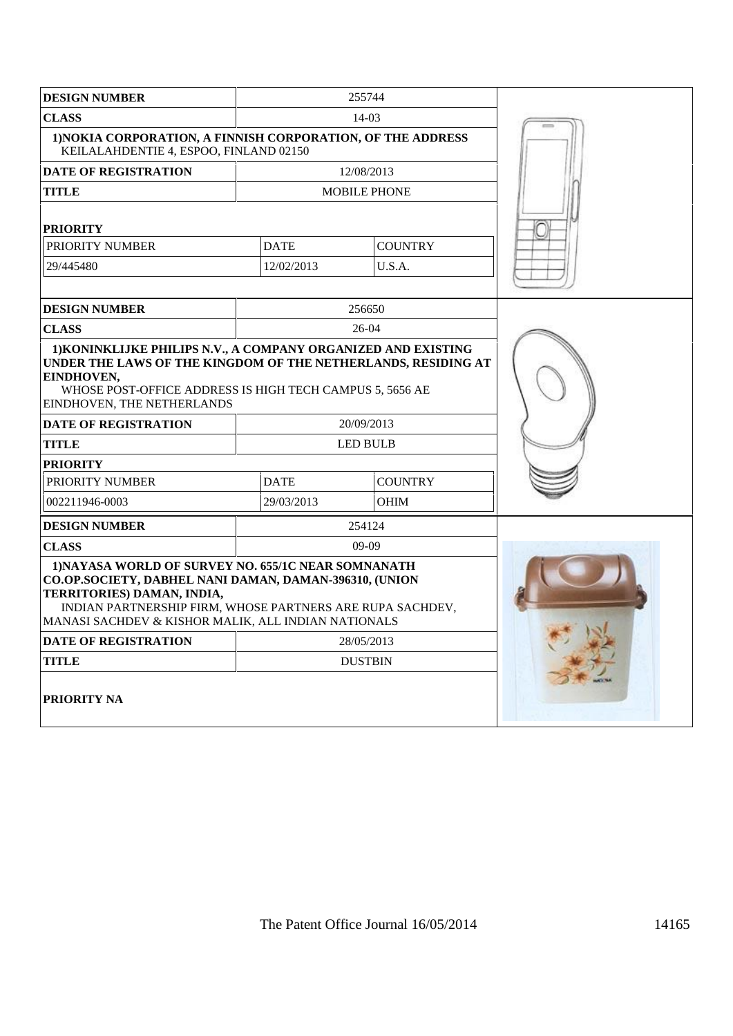| DESIGN NUMBER | 255744 | |
|---|---|---|
| CLASS | 14-03 | |
| 1)NOKIA CORPORATION, A FINNISH CORPORATION, OF THE ADDRESS KEILALAHDENTIE 4, ESPOO, FINLAND 02150 | | |
| DATE OF REGISTRATION | 12/08/2013 | |
| TITLE | MOBILE PHONE | |
| PRIORITY | | |
| PRIORITY NUMBER | DATE | COUNTRY |
| 29/445480 | 12/02/2013 | U.S.A. |

| DESIGN NUMBER | 256650 | |
|---|---|---|
| CLASS | 26-04 | |
| 1)KONINKLIJKE PHILIPS N.V., A COMPANY ORGANIZED AND EXISTING UNDER THE LAWS OF THE KINGDOM OF THE NETHERLANDS, RESIDING AT EINDHOVEN, WHOSE POST-OFFICE ADDRESS IS HIGH TECH CAMPUS 5, 5656 AE EINDHOVEN, THE NETHERLANDS | | |
| DATE OF REGISTRATION | 20/09/2013 | |
| TITLE | LED BULB | |
| PRIORITY | | |
| PRIORITY NUMBER | DATE | COUNTRY |
| 002211946-0003 | 29/03/2013 | OHIM |

| DESIGN NUMBER | 254124 |
|---|---|
| CLASS | 09-09 |
| 1)NAYASA WORLD OF SURVEY NO. 655/1C NEAR SOMNANATH CO.OP.SOCIETY, DABHEL NANI DAMAN, DAMAN-396310, (UNION TERRITORIES) DAMAN, INDIA, INDIAN PARTNERSHIP FIRM, WHOSE PARTNERS ARE RUPA SACHDEV, MANASI SACHDEV & KISHOR MALIK, ALL INDIAN NATIONALS | |
| DATE OF REGISTRATION | 28/05/2013 |
| TITLE | DUSTBIN |
| PRIORITY NA | |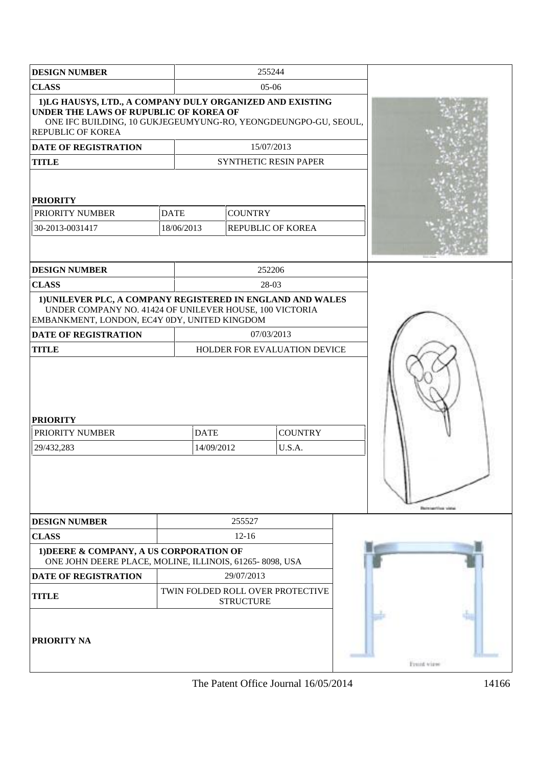| | |
|---|---|
| **DESIGN NUMBER** | 255244 |
| **CLASS** | 05-06 |

**1)LG HAUSYS, LTD., A COMPANY DULY ORGANIZED AND EXISTING UNDER THE LAWS OF RUPUBLIC OF KOREA OF**
ONE IFC BUILDING, 10 GUKJEGEUMYUNG-RO, YEONGDEUNGPO-GU, SEOUL, REPUBLIC OF KOREA

| | |
|---|---|
| **DATE OF REGISTRATION** | 15/07/2013 |
| **TITLE** | SYNTHETIC RESIN PAPER |

**PRIORITY**

| PRIORITY NUMBER | DATE | COUNTRY |
|---|---|---|
| 30-2013-0031417 | 18/06/2013 | REPUBLIC OF KOREA |

| | |
|---|---|
| **DESIGN NUMBER** | 252206 |
| **CLASS** | 28-03 |

**1)UNILEVER PLC, A COMPANY REGISTERED IN ENGLAND AND WALES**
UNDER COMPANY NO. 41424 OF UNILEVER HOUSE, 100 VICTORIA EMBANKMENT, LONDON, EC4Y 0DY, UNITED KINGDOM

| | |
|---|---|
| **DATE OF REGISTRATION** | 07/03/2013 |
| **TITLE** | HOLDER FOR EVALUATION DEVICE |

**PRIORITY**

| PRIORITY NUMBER | DATE | COUNTRY |
|---|---|---|
| 29/432,283 | 14/09/2012 | U.S.A. |

| | |
|---|---|
| **DESIGN NUMBER** | 255527 |
| **CLASS** | 12-16 |

**1)DEERE & COMPANY, A US CORPORATION OF**
ONE JOHN DEERE PLACE, MOLINE, ILLINOIS, 61265- 8098, USA

| | |
|---|---|
| **DATE OF REGISTRATION** | 29/07/2013 |
| **TITLE** | TWIN FOLDED ROLL OVER PROTECTIVE STRUCTURE |

**PRIORITY NA**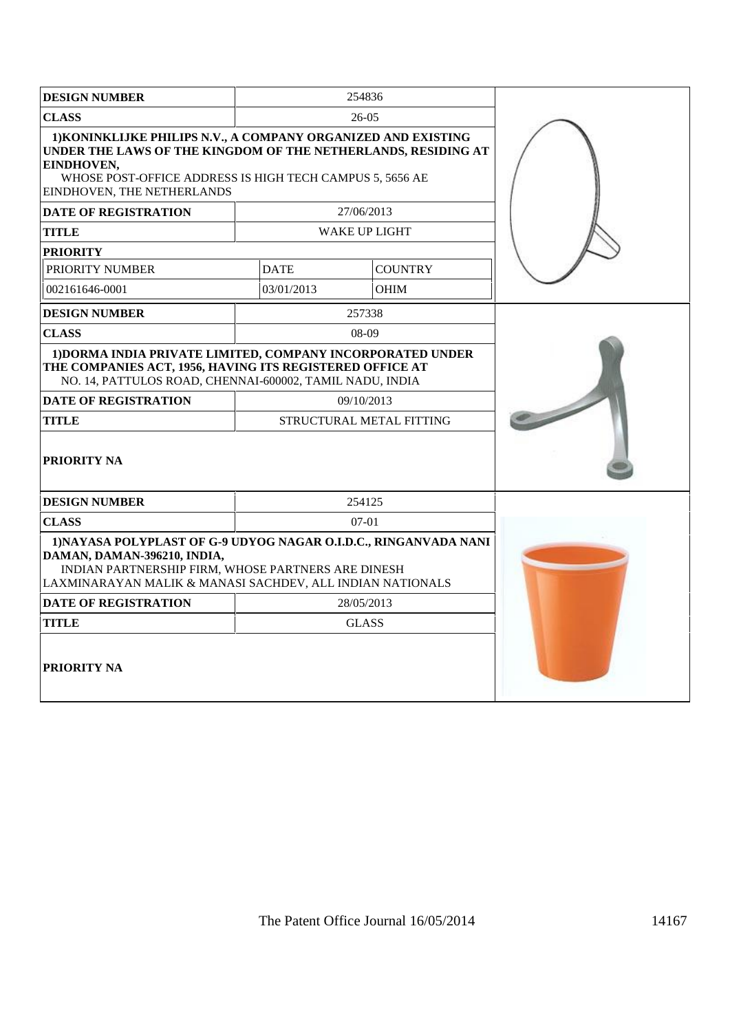| | | |
|---|---|---|
| **DESIGN NUMBER** | 254836 | |
| **CLASS** | 26-05 | |
| **1)KONINKLIJKE PHILIPS N.V., A COMPANY ORGANIZED AND EXISTING UNDER THE LAWS OF THE KINGDOM OF THE NETHERLANDS, RESIDING AT EINDHOVEN,** WHOSE POST-OFFICE ADDRESS IS HIGH TECH CAMPUS 5, 5656 AE EINDHOVEN, THE NETHERLANDS | | |
| **DATE OF REGISTRATION** | 27/06/2013 | |
| **TITLE** | WAKE UP LIGHT | |
| **PRIORITY** | | |
| PRIORITY NUMBER | DATE | COUNTRY |
| 002161646-0001 | 03/01/2013 | OHIM |

| | |
|---|---|
| **DESIGN NUMBER** | 257338 |
| **CLASS** | 08-09 |
| **1)DORMA INDIA PRIVATE LIMITED, COMPANY INCORPORATED UNDER THE COMPANIES ACT, 1956, HAVING ITS REGISTERED OFFICE AT** NO. 14, PATTULOS ROAD, CHENNAI-600002, TAMIL NADU, INDIA | |
| **DATE OF REGISTRATION** | 09/10/2013 |
| **TITLE** | STRUCTURAL METAL FITTING |
| **PRIORITY NA** | |

| | |
|---|---|
| **DESIGN NUMBER** | 254125 |
| **CLASS** | 07-01 |
| **1)NAYASA POLYPLAST OF G-9 UDYOG NAGAR O.I.D.C., RINGANVADA NANI DAMAN, DAMAN-396210, INDIA,** INDIAN PARTNERSHIP FIRM, WHOSE PARTNERS ARE DINESH LAXMINARAYAN MALIK & MANASI SACHDEV, ALL INDIAN NATIONALS | |
| **DATE OF REGISTRATION** | 28/05/2013 |
| **TITLE** | GLASS |
| **PRIORITY NA** | |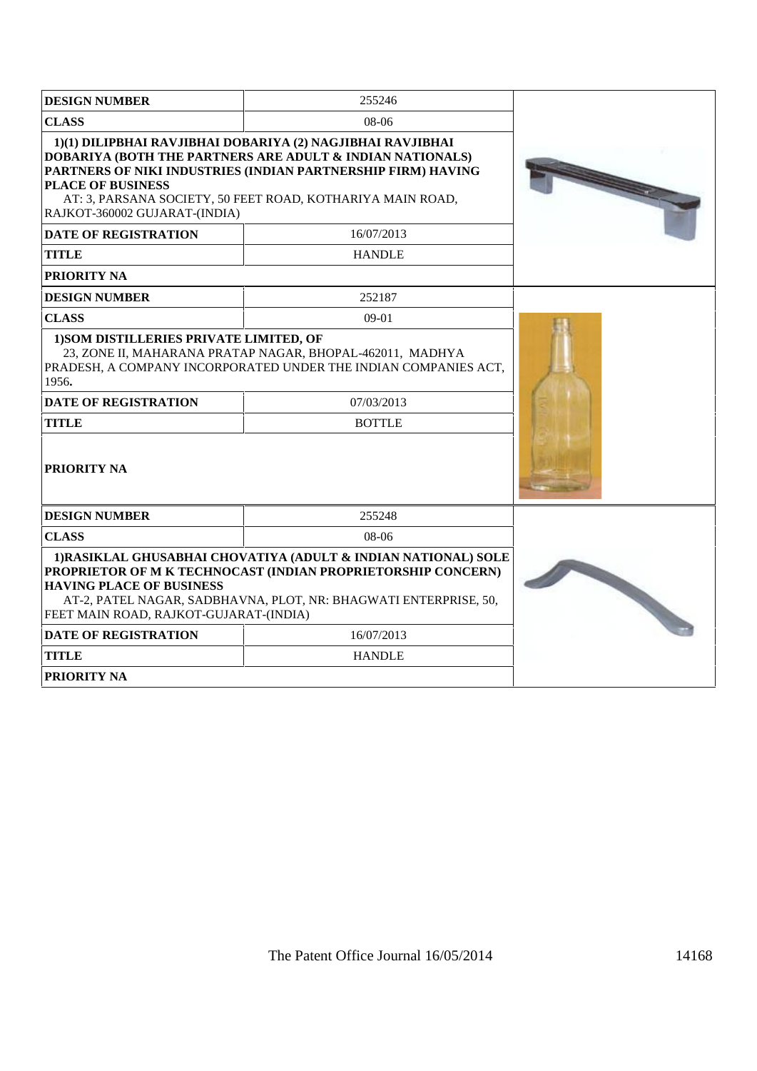| DESIGN NUMBER | 255246 |
|---|---|
| CLASS | 08-06 |
| 1)(1) DILIPBHAI RAVJIBHAI DOBARIYA (2) NAGJIBHAI RAVJIBHAI DOBARIYA (BOTH THE PARTNERS ARE ADULT & INDIAN NATIONALS) PARTNERS OF NIKI INDUSTRIES (INDIAN PARTNERSHIP FIRM) HAVING PLACE OF BUSINESS AT: 3, PARSANA SOCIETY, 50 FEET ROAD, KOTHARIYA MAIN ROAD, RAJKOT-360002 GUJARAT-(INDIA) | |
| DATE OF REGISTRATION | 16/07/2013 |
| TITLE | HANDLE |
| PRIORITY NA | |

| DESIGN NUMBER | 252187 |
|---|---|
| CLASS | 09-01 |
| 1)SOM DISTILLERIES PRIVATE LIMITED, OF 23, ZONE II, MAHARANA PRATAP NAGAR, BHOPAL-462011, MADHYA PRADESH, A COMPANY INCORPORATED UNDER THE INDIAN COMPANIES ACT, 1956. | |
| DATE OF REGISTRATION | 07/03/2013 |
| TITLE | BOTTLE |
| PRIORITY NA | |

| DESIGN NUMBER | 255248 |
|---|---|
| CLASS | 08-06 |
| 1)RASIKLAL GHUSABHAI CHOVATIYA (ADULT & INDIAN NATIONAL) SOLE PROPRIETOR OF M K TECHNOCAST (INDIAN PROPRIETORSHIP CONCERN) HAVING PLACE OF BUSINESS AT-2, PATEL NAGAR, SADBHAVNA, PLOT, NR: BHAGWATI ENTERPRISE, 50, FEET MAIN ROAD, RAJKOT-GUJARAT-(INDIA) | |
| DATE OF REGISTRATION | 16/07/2013 |
| TITLE | HANDLE |
| PRIORITY NA | |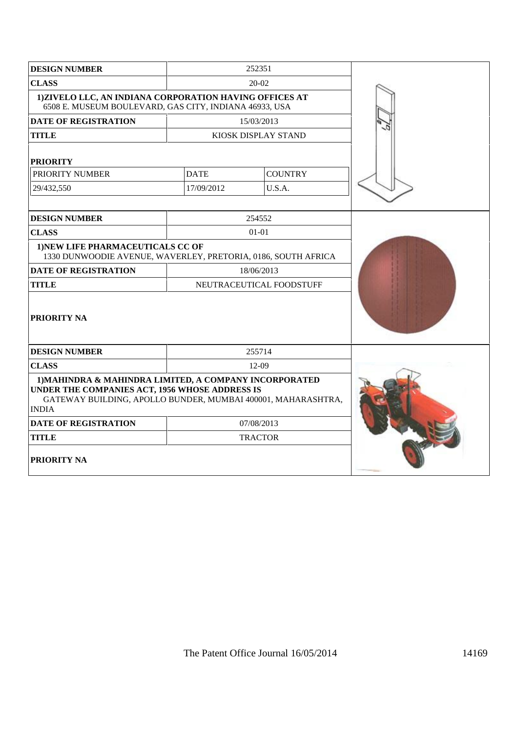| | | | |
|---|---|---|---|
| **DESIGN NUMBER** | 252351 | | |
| **CLASS** | 20-02 | | |
| **1)ZIVELO LLC, AN INDIANA CORPORATION HAVING OFFICES AT** 6508 E. MUSEUM BOULEVARD, GAS CITY, INDIANA 46933, USA | | | |
| **DATE OF REGISTRATION** | 15/03/2013 | | |
| **TITLE** | KIOSK DISPLAY STAND | | |
| **PRIORITY** | | | |
| PRIORITY NUMBER | DATE | COUNTRY | |
| 29/432,550 | 17/09/2012 | U.S.A. | |

| | |
|---|---|
| **DESIGN NUMBER** | 254552 |
| **CLASS** | 01-01 |
| **1)NEW LIFE PHARMACEUTICALS CC OF** 1330 DUNWOODIE AVENUE, WAVERLEY, PRETORIA, 0186, SOUTH AFRICA | |
| **DATE OF REGISTRATION** | 18/06/2013 |
| **TITLE** | NEUTRACEUTICAL FOODSTUFF |
| **PRIORITY NA** | |

| | |
|---|---|
| **DESIGN NUMBER** | 255714 |
| **CLASS** | 12-09 |
| **1)MAHINDRA & MAHINDRA LIMITED, A COMPANY INCORPORATED UNDER THE COMPANIES ACT, 1956 WHOSE ADDRESS IS** GATEWAY BUILDING, APOLLO BUNDER, MUMBAI 400001, MAHARASHTRA, INDIA | |
| **DATE OF REGISTRATION** | 07/08/2013 |
| **TITLE** | TRACTOR |
| **PRIORITY NA** | |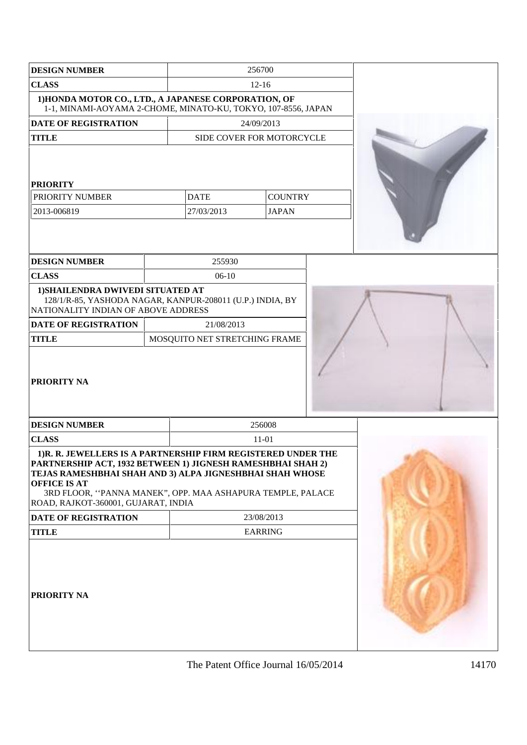| | |
|---|---|
| **DESIGN NUMBER** | 256700 |
| **CLASS** | 12-16 |
| **1)HONDA MOTOR CO., LTD., A JAPANESE CORPORATION, OF** 1-1, MINAMI-AOYAMA 2-CHOME, MINATO-KU, TOKYO, 107-8556, JAPAN | |
| **DATE OF REGISTRATION** | 24/09/2013 |
| **TITLE** | SIDE COVER FOR MOTORCYCLE |

**PRIORITY**

| PRIORITY NUMBER | DATE | COUNTRY |
|---|---|---|
| 2013-006819 | 27/03/2013 | JAPAN |

| | |
|---|---|
| **DESIGN NUMBER** | 255930 |
| **CLASS** | 06-10 |
| **1)SHAILENDRA DWIVEDI SITUATED AT** 128/1/R-85, YASHODA NAGAR, KANPUR-208011 (U.P.) INDIA, BY NATIONALITY INDIAN OF ABOVE ADDRESS | |
| **DATE OF REGISTRATION** | 21/08/2013 |
| **TITLE** | MOSQUITO NET STRETCHING FRAME |

**PRIORITY NA**

| | |
|---|---|
| **DESIGN NUMBER** | 256008 |
| **CLASS** | 11-01 |
| **1)R. R. JEWELLERS IS A PARTNERSHIP FIRM REGISTERED UNDER THE PARTNERSHIP ACT, 1932 BETWEEN 1) JIGNESH RAMESHBHAI SHAH 2) TEJAS RAMESHBHAI SHAH AND 3) ALPA JIGNESHBHAI SHAH WHOSE OFFICE IS AT** 3RD FLOOR, ''PANNA MANEK", OPP. MAA ASHAPURA TEMPLE, PALACE ROAD, RAJKOT-360001, GUJARAT, INDIA | |
| **DATE OF REGISTRATION** | 23/08/2013 |
| **TITLE** | EARRING |

**PRIORITY NA**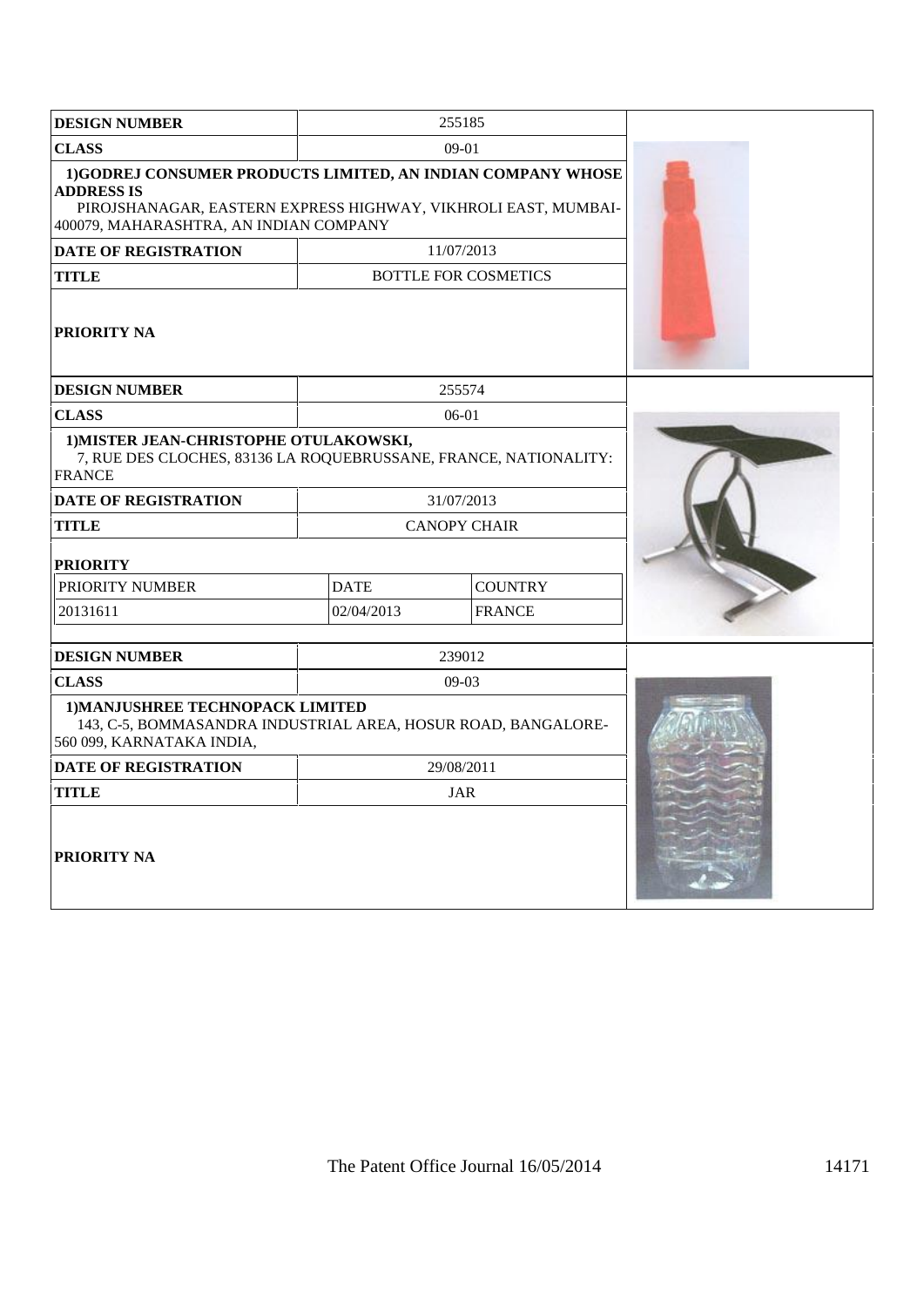| DESIGN NUMBER | 255185 | |
|---|---|---|
| CLASS | 09-01 | |
| 1)GODREJ CONSUMER PRODUCTS LIMITED, AN INDIAN COMPANY WHOSE ADDRESS IS PIROJSHANAGAR, EASTERN EXPRESS HIGHWAY, VIKHROLI EAST, MUMBAI-400079, MAHARASHTRA, AN INDIAN COMPANY | | |
| DATE OF REGISTRATION | 11/07/2013 | |
| TITLE | BOTTLE FOR COSMETICS | |
| PRIORITY NA | | |

| DESIGN NUMBER | 255574 | |
|---|---|---|
| CLASS | 06-01 | |
| 1)MISTER JEAN-CHRISTOPHE OTULAKOWSKI, 7, RUE DES CLOCHES, 83136 LA ROQUEBRUSSANE, FRANCE, NATIONALITY: FRANCE | | |
| DATE OF REGISTRATION | 31/07/2013 | |
| TITLE | CANOPY CHAIR | |
| PRIORITY | | |
| PRIORITY NUMBER | DATE | COUNTRY |
| 20131611 | 02/04/2013 | FRANCE |

| DESIGN NUMBER | 239012 | |
|---|---|---|
| CLASS | 09-03 | |
| 1)MANJUSHREE TECHNOPACK LIMITED 143, C-5, BOMMASANDRA INDUSTRIAL AREA, HOSUR ROAD, BANGALORE-560 099, KARNATAKA INDIA, | | |
| DATE OF REGISTRATION | 29/08/2011 | |
| TITLE | JAR | |
| PRIORITY NA | | |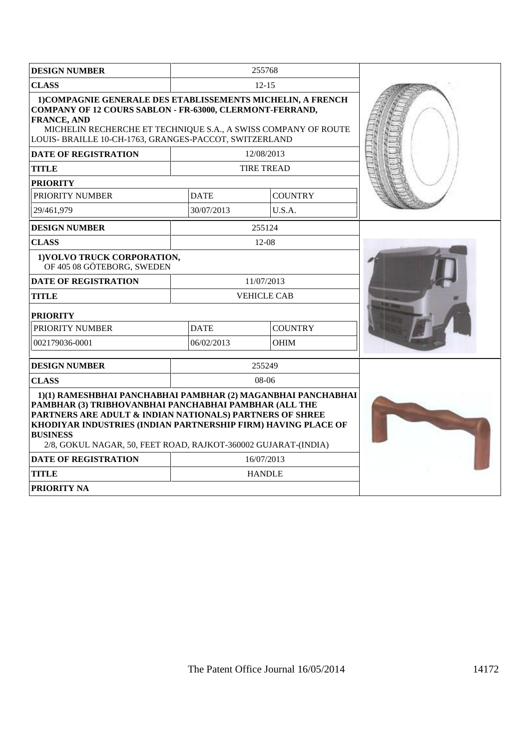| DESIGN NUMBER | 255768 | |
|---|---|---|
| CLASS | 12-15 | |
| 1)COMPAGNIE GENERALE DES ETABLISSEMENTS MICHELIN, A FRENCH COMPANY OF 12 COURS SABLON - FR-63000, CLERMONT-FERRAND, FRANCE, AND MICHELIN RECHERCHE ET TECHNIQUE S.A., A SWISS COMPANY OF ROUTE LOUIS- BRAILLE 10-CH-1763, GRANGES-PACCOT, SWITZERLAND | | |
| DATE OF REGISTRATION | 12/08/2013 | |
| TITLE | TIRE TREAD | |
| PRIORITY | | |
| PRIORITY NUMBER | DATE | COUNTRY |
| 29/461,979 | 30/07/2013 | U.S.A. |

| DESIGN NUMBER | 255124 | |
|---|---|---|
| CLASS | 12-08 | |
| 1)VOLVO TRUCK CORPORATION, OF 405 08 GÖTEBORG, SWEDEN | | |
| DATE OF REGISTRATION | 11/07/2013 | |
| TITLE | VEHICLE CAB | |
| PRIORITY | | |
| PRIORITY NUMBER | DATE | COUNTRY |
| 002179036-0001 | 06/02/2013 | OHIM |

| DESIGN NUMBER | 255249 |
|---|---|
| CLASS | 08-06 |
| 1)(1) RAMESHBHAI PANCHABHAI PAMBHAR (2) MAGANBHAI PANCHABHAI PAMBHAR (3) TRIBHOVANBHAI PANCHABHAI PAMBHAR (ALL THE PARTNERS ARE ADULT & INDIAN NATIONALS) PARTNERS OF SHREE KHODIYAR INDUSTRIES (INDIAN PARTNERSHIP FIRM) HAVING PLACE OF BUSINESS 2/8, GOKUL NAGAR, 50, FEET ROAD, RAJKOT-360002 GUJARAT-(INDIA) | |
| DATE OF REGISTRATION | 16/07/2013 |
| TITLE | HANDLE |
| PRIORITY NA | |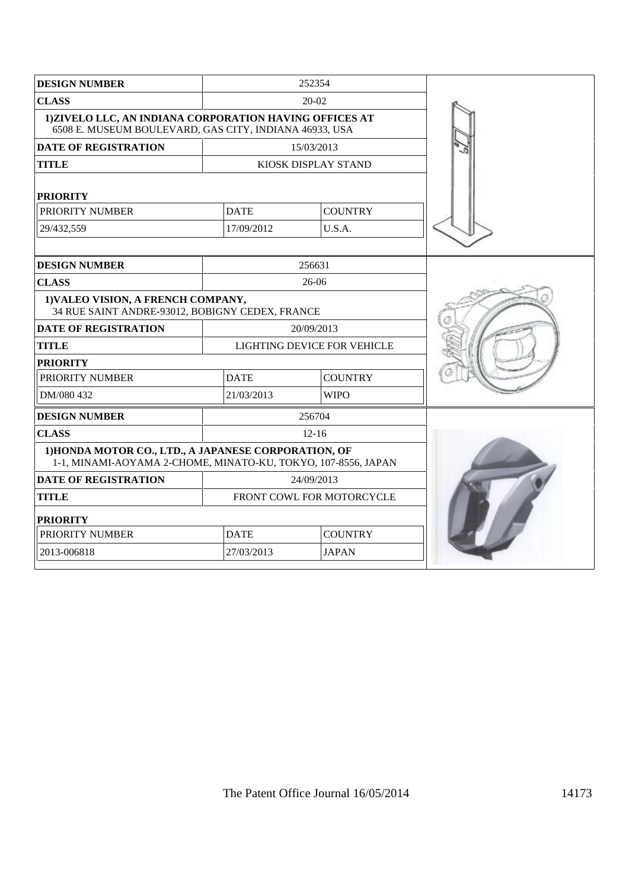| | | |
|---|---|---|
| **DESIGN NUMBER** | 252354 | |
| **CLASS** | 20-02 | |
| **1)ZIVELO LLC, AN INDIANA CORPORATION HAVING OFFICES AT** 6508 E. MUSEUM BOULEVARD, GAS CITY, INDIANA 46933, USA | | |
| **DATE OF REGISTRATION** | 15/03/2013 | |
| **TITLE** | KIOSK DISPLAY STAND | |
| **PRIORITY** | | |
| PRIORITY NUMBER | DATE | COUNTRY |
| 29/432,559 | 17/09/2012 | U.S.A. |

| | | |
|---|---|---|
| **DESIGN NUMBER** | 256631 | |
| **CLASS** | 26-06 | |
| **1)VALEO VISION, A FRENCH COMPANY,** 34 RUE SAINT ANDRE-93012, BOBIGNY CEDEX, FRANCE | | |
| **DATE OF REGISTRATION** | 20/09/2013 | |
| **TITLE** | LIGHTING DEVICE FOR VEHICLE | |
| **PRIORITY** | | |
| PRIORITY NUMBER | DATE | COUNTRY |
| DM/080 432 | 21/03/2013 | WIPO |

| | | |
|---|---|---|
| **DESIGN NUMBER** | 256704 | |
| **CLASS** | 12-16 | |
| **1)HONDA MOTOR CO., LTD., A JAPANESE CORPORATION, OF** 1-1, MINAMI-AOYAMA 2-CHOME, MINATO-KU, TOKYO, 107-8556, JAPAN | | |
| **DATE OF REGISTRATION** | 24/09/2013 | |
| **TITLE** | FRONT COWL FOR MOTORCYCLE | |
| **PRIORITY** | | |
| PRIORITY NUMBER | DATE | COUNTRY |
| 2013-006818 | 27/03/2013 | JAPAN |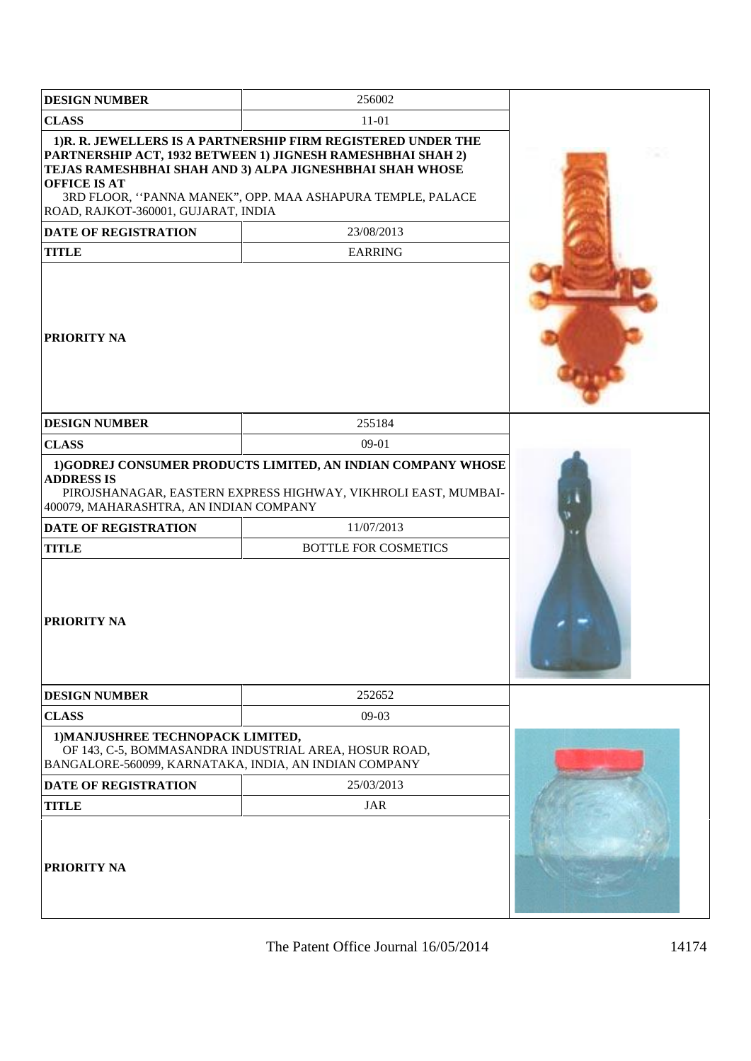| | |
|---|---|
| **DESIGN NUMBER** | 256002 |
| **CLASS** | 11-01 |
| **1)R. R. JEWELLERS IS A PARTNERSHIP FIRM REGISTERED UNDER THE PARTNERSHIP ACT, 1932 BETWEEN 1) JIGNESH RAMESHBHAI SHAH 2) TEJAS RAMESHBHAI SHAH AND 3) ALPA JIGNESHBHAI SHAH WHOSE OFFICE IS AT** 3RD FLOOR, ''PANNA MANEK", OPP. MAA ASHAPURA TEMPLE, PALACE ROAD, RAJKOT-360001, GUJARAT, INDIA | |
| **DATE OF REGISTRATION** | 23/08/2013 |
| **TITLE** | EARRING |
| **PRIORITY NA** | |

| | |
|---|---|
| **DESIGN NUMBER** | 255184 |
| **CLASS** | 09-01 |
| **1)GODREJ CONSUMER PRODUCTS LIMITED, AN INDIAN COMPANY WHOSE ADDRESS IS** PIROJSHANAGAR, EASTERN EXPRESS HIGHWAY, VIKHROLI EAST, MUMBAI-400079, MAHARASHTRA, AN INDIAN COMPANY | |
| **DATE OF REGISTRATION** | 11/07/2013 |
| **TITLE** | BOTTLE FOR COSMETICS |
| **PRIORITY NA** | |

| | |
|---|---|
| **DESIGN NUMBER** | 252652 |
| **CLASS** | 09-03 |
| **1)MANJUSHREE TECHNOPACK LIMITED,** OF 143, C-5, BOMMASANDRA INDUSTRIAL AREA, HOSUR ROAD, BANGALORE-560099, KARNATAKA, INDIA, AN INDIAN COMPANY | |
| **DATE OF REGISTRATION** | 25/03/2013 |
| **TITLE** | JAR |
| **PRIORITY NA** | |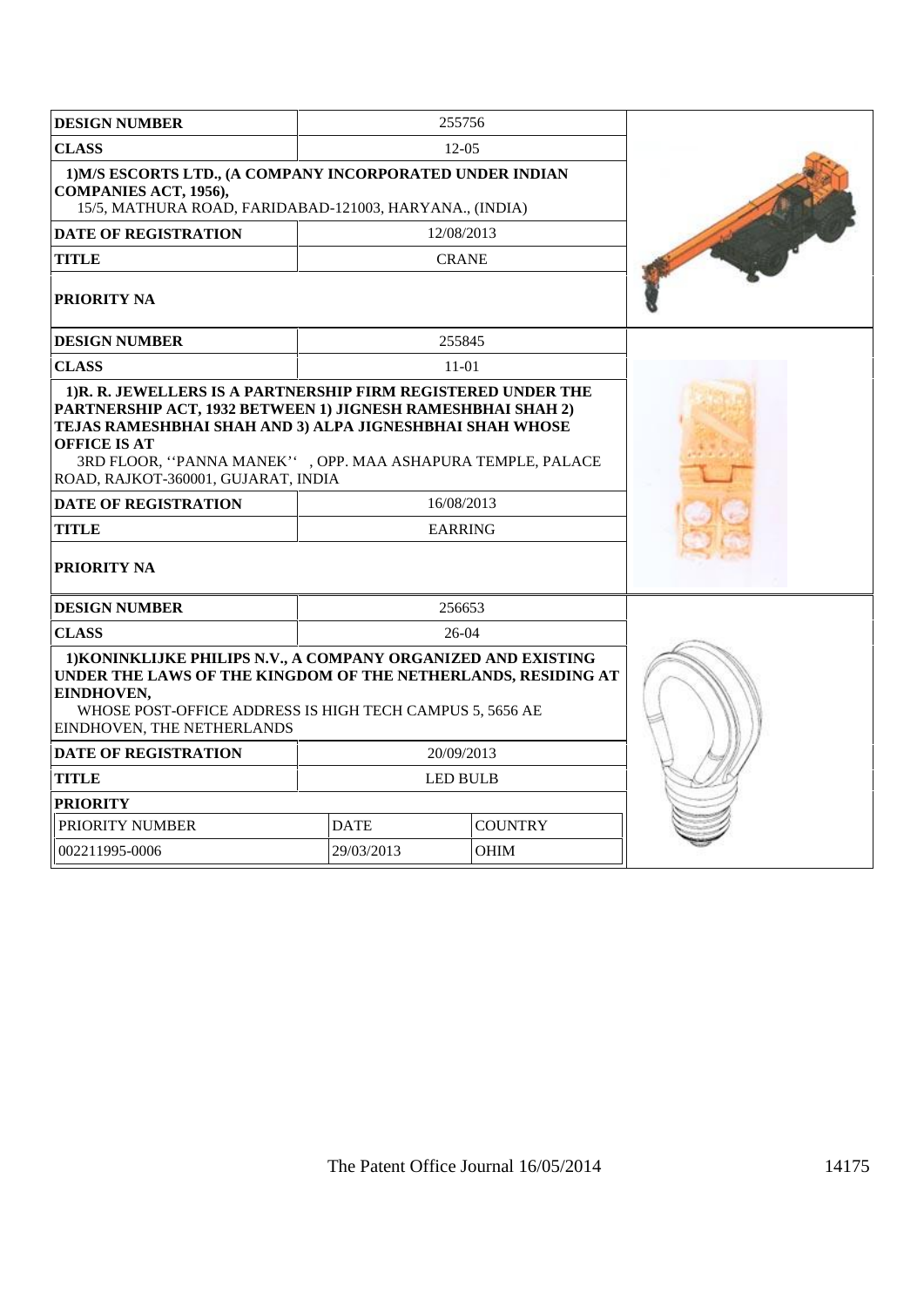| | |
|---|---|
| **DESIGN NUMBER** | 255756 |
| **CLASS** | 12-05 |
| **1)M/S ESCORTS LTD., (A COMPANY INCORPORATED UNDER INDIAN COMPANIES ACT, 1956),** 15/5, MATHURA ROAD, FARIDABAD-121003, HARYANA., (INDIA) | |
| **DATE OF REGISTRATION** | 12/08/2013 |
| **TITLE** | CRANE |
| **PRIORITY NA** | |

| | |
|---|---|
| **DESIGN NUMBER** | 255845 |
| **CLASS** | 11-01 |
| **1)R. R. JEWELLERS IS A PARTNERSHIP FIRM REGISTERED UNDER THE PARTNERSHIP ACT, 1932 BETWEEN 1) JIGNESH RAMESHBHAI SHAH 2) TEJAS RAMESHBHAI SHAH AND 3) ALPA JIGNESHBHAI SHAH WHOSE OFFICE IS AT** 3RD FLOOR, ''PANNA MANEK'' , OPP. MAA ASHAPURA TEMPLE, PALACE ROAD, RAJKOT-360001, GUJARAT, INDIA | |
| **DATE OF REGISTRATION** | 16/08/2013 |
| **TITLE** | EARRING |
| **PRIORITY NA** | |

| | | |
|---|---|---|
| **DESIGN NUMBER** | 256653 | |
| **CLASS** | 26-04 | |
| **1)KONINKLIJKE PHILIPS N.V., A COMPANY ORGANIZED AND EXISTING UNDER THE LAWS OF THE KINGDOM OF THE NETHERLANDS, RESIDING AT EINDHOVEN,** WHOSE POST-OFFICE ADDRESS IS HIGH TECH CAMPUS 5, 5656 AE EINDHOVEN, THE NETHERLANDS | | |
| **DATE OF REGISTRATION** | 20/09/2013 | |
| **TITLE** | LED BULB | |
| **PRIORITY** | | |
| PRIORITY NUMBER | DATE | COUNTRY |
| 002211995-0006 | 29/03/2013 | OHIM |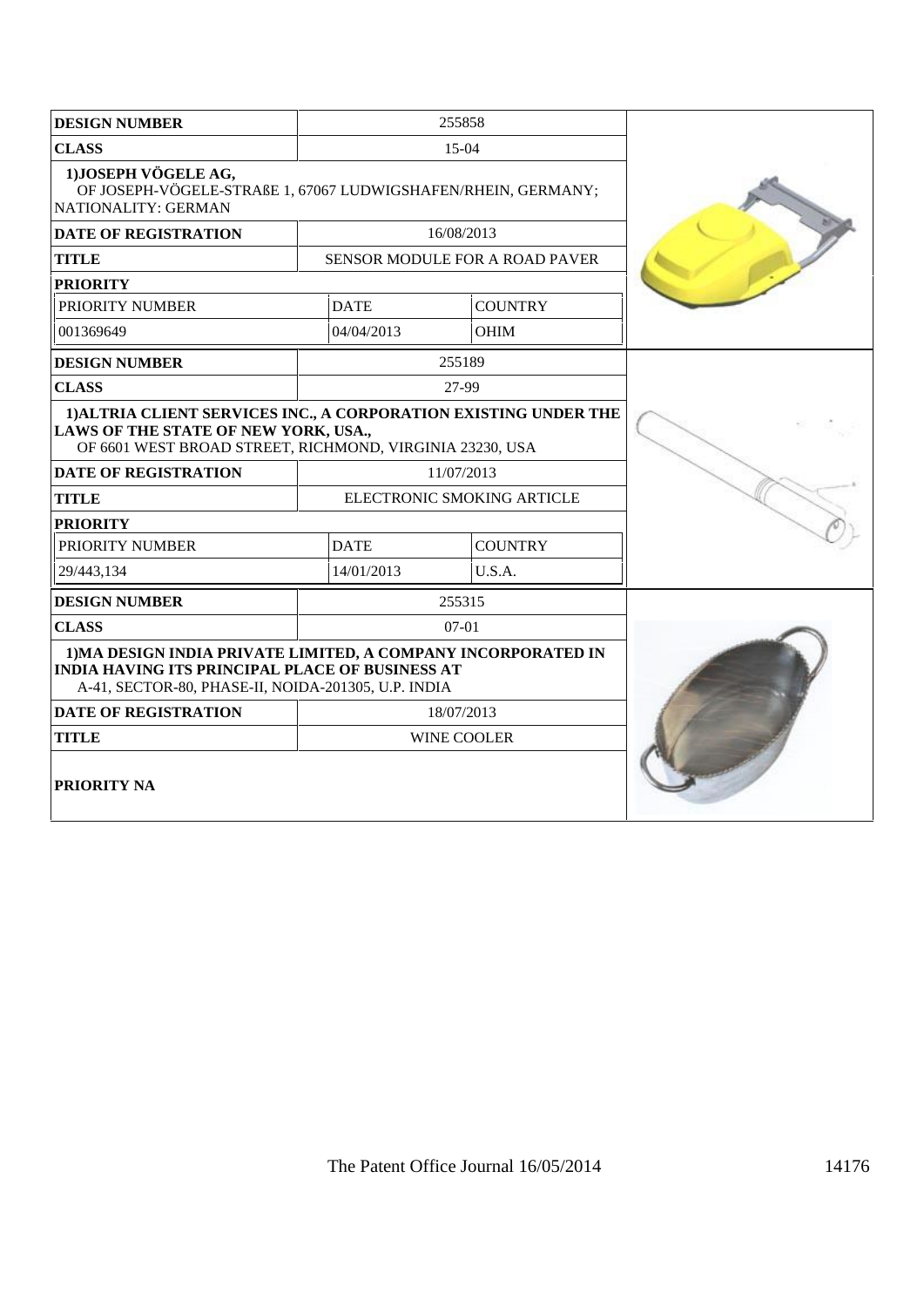| | | | |
|---|---|---|---|
| **DESIGN NUMBER** | 255858 | | |
| **CLASS** | 15-04 | | |
| **1)JOSEPH VÖGELE AG,** OF JOSEPH-VÖGELE-STRAßE 1, 67067 LUDWIGSHAFEN/RHEIN, GERMANY; NATIONALITY: GERMAN | | | |
| **DATE OF REGISTRATION** | 16/08/2013 | | |
| **TITLE** | SENSOR MODULE FOR A ROAD PAVER | | |
| **PRIORITY** | | | |
| PRIORITY NUMBER | DATE | COUNTRY | |
| 001369649 | 04/04/2013 | OHIM | |

| | | | |
|---|---|---|---|
| **DESIGN NUMBER** | 255189 | | |
| **CLASS** | 27-99 | | |
| **1)ALTRIA CLIENT SERVICES INC., A CORPORATION EXISTING UNDER THE LAWS OF THE STATE OF NEW YORK, USA.,** OF 6601 WEST BROAD STREET, RICHMOND, VIRGINIA 23230, USA | | | |
| **DATE OF REGISTRATION** | 11/07/2013 | | |
| **TITLE** | ELECTRONIC SMOKING ARTICLE | | |
| **PRIORITY** | | | |
| PRIORITY NUMBER | DATE | COUNTRY | |
| 29/443,134 | 14/01/2013 | U.S.A. | |

| | | | |
|---|---|---|---|
| **DESIGN NUMBER** | 255315 | | |
| **CLASS** | 07-01 | | |
| **1)MA DESIGN INDIA PRIVATE LIMITED, A COMPANY INCORPORATED IN INDIA HAVING ITS PRINCIPAL PLACE OF BUSINESS AT** A-41, SECTOR-80, PHASE-II, NOIDA-201305, U.P. INDIA | | | |
| **DATE OF REGISTRATION** | 18/07/2013 | | |
| **TITLE** | WINE COOLER | | |
| **PRIORITY NA** | | | |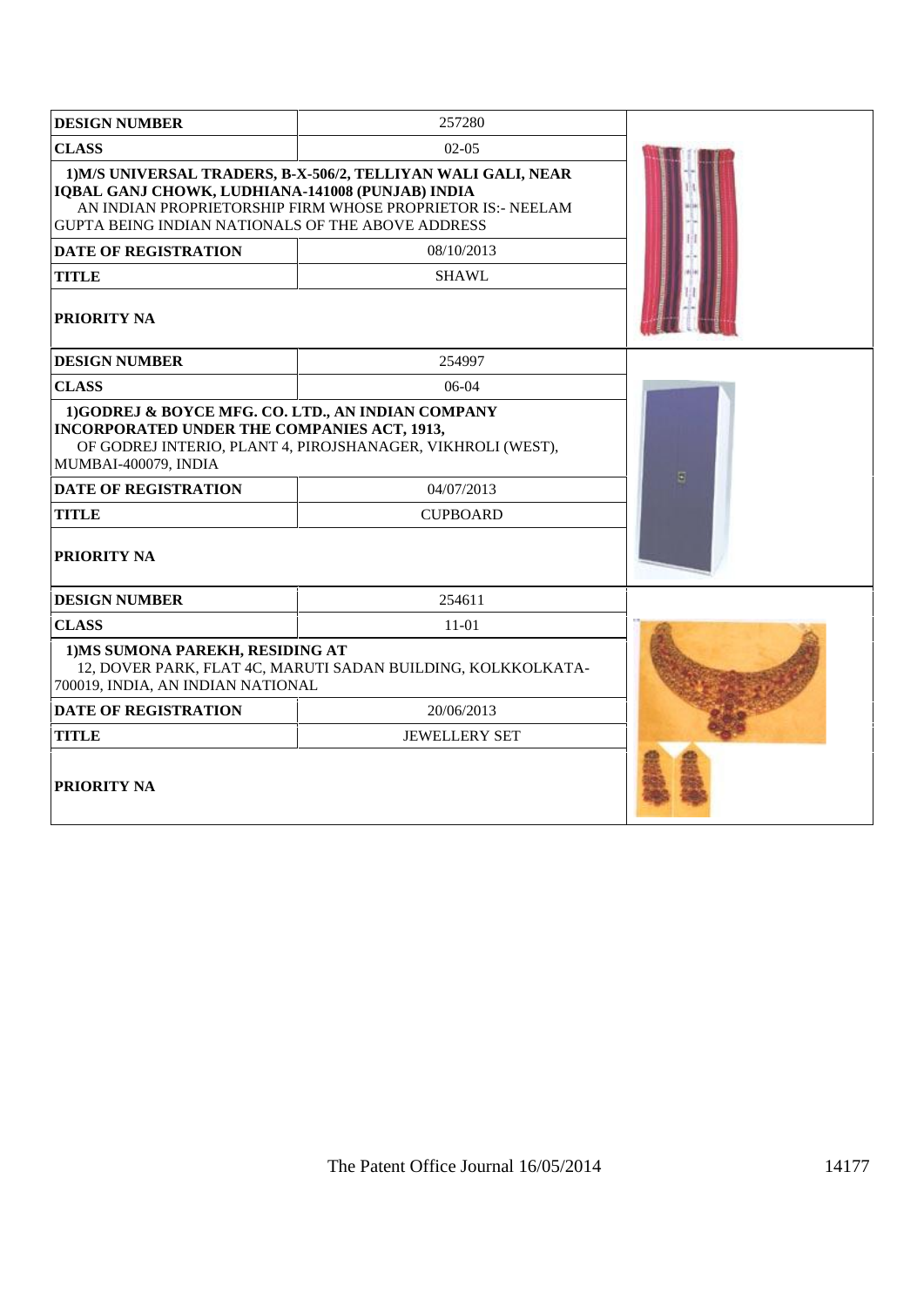| | |
|---|---|
| **DESIGN NUMBER** | 257280 |
| **CLASS** | 02-05 |
| **1)M/S UNIVERSAL TRADERS, B-X-506/2, TELLIYAN WALI GALI, NEAR IQBAL GANJ CHOWK, LUDHIANA-141008 (PUNJAB) INDIA** AN INDIAN PROPRIETORSHIP FIRM WHOSE PROPRIETOR IS:- NEELAM GUPTA BEING INDIAN NATIONALS OF THE ABOVE ADDRESS | |
| **DATE OF REGISTRATION** | 08/10/2013 |
| **TITLE** | SHAWL |
| **PRIORITY NA** | |

| | |
|---|---|
| **DESIGN NUMBER** | 254997 |
| **CLASS** | 06-04 |
| **1)GODREJ & BOYCE MFG. CO. LTD., AN INDIAN COMPANY INCORPORATED UNDER THE COMPANIES ACT, 1913,** OF GODREJ INTERIO, PLANT 4, PIROJSHANAGER, VIKHROLI (WEST), MUMBAI-400079, INDIA | |
| **DATE OF REGISTRATION** | 04/07/2013 |
| **TITLE** | CUPBOARD |
| **PRIORITY NA** | |

| | |
|---|---|
| **DESIGN NUMBER** | 254611 |
| **CLASS** | 11-01 |
| **1)MS SUMONA PAREKH, RESIDING AT** 12, DOVER PARK, FLAT 4C, MARUTI SADAN BUILDING, KOLKKOLKATA-700019, INDIA, AN INDIAN NATIONAL | |
| **DATE OF REGISTRATION** | 20/06/2013 |
| **TITLE** | JEWELLERY SET |
| **PRIORITY NA** | |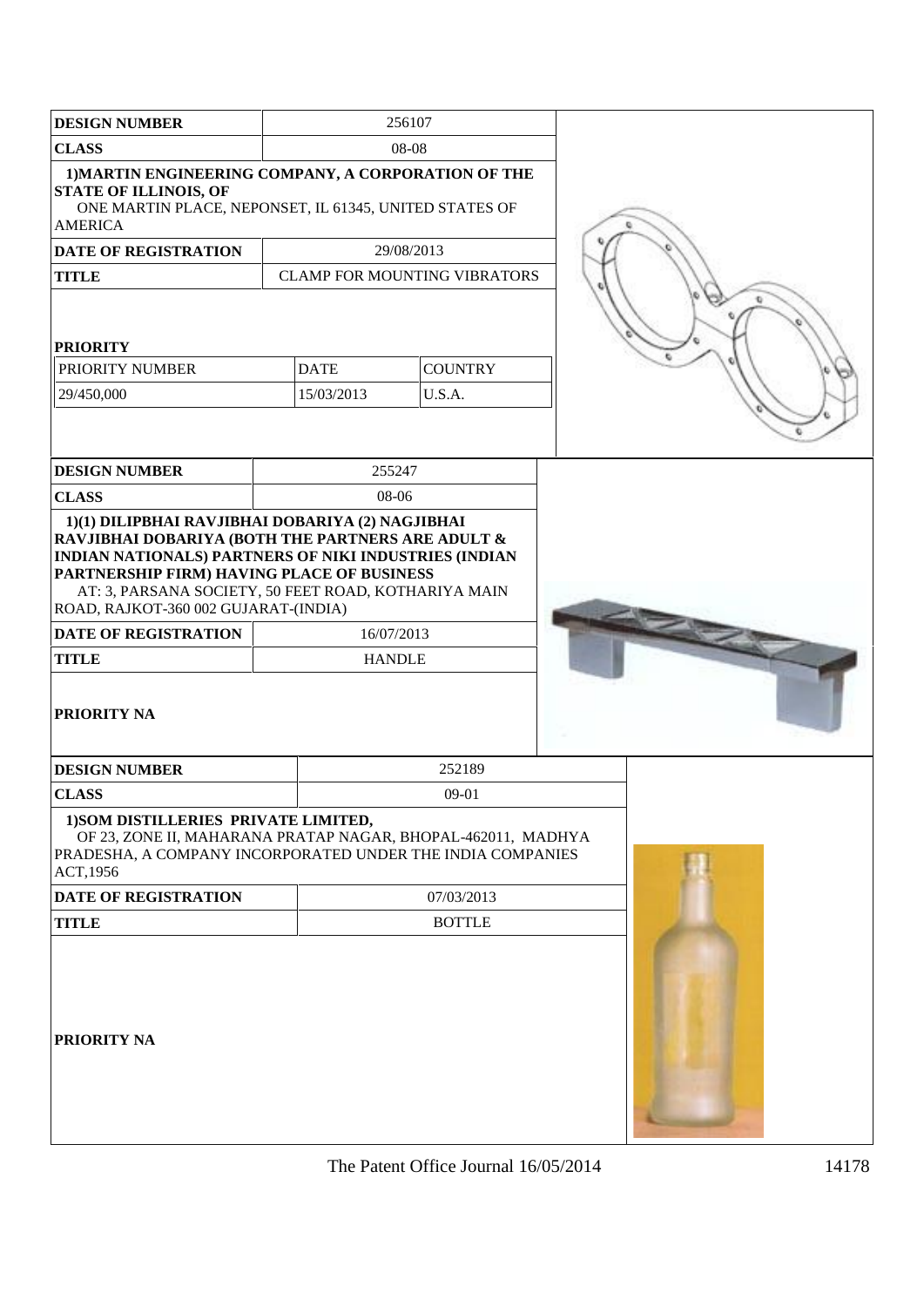| DESIGN NUMBER | 256107 | |
|---|---|---|
| CLASS | 08-08 | |
| 1)MARTIN ENGINEERING COMPANY, A CORPORATION OF THE STATE OF ILLINOIS, OF ONE MARTIN PLACE, NEPONSET, IL 61345, UNITED STATES OF AMERICA | | |
| DATE OF REGISTRATION | 29/08/2013 | |
| TITLE | CLAMP FOR MOUNTING VIBRATORS | |
| **PRIORITY** | | |
| PRIORITY NUMBER | DATE | COUNTRY |
| 29/450,000 | 15/03/2013 | U.S.A. |

| DESIGN NUMBER | 255247 |
|---|---|
| CLASS | 08-06 |
| 1)(1) DILIPBHAI RAVJIBHAI DOBARIYA (2) NAGJIBHAI RAVJIBHAI DOBARIYA (BOTH THE PARTNERS ARE ADULT & INDIAN NATIONALS) PARTNERS OF NIKI INDUSTRIES (INDIAN PARTNERSHIP FIRM) HAVING PLACE OF BUSINESS AT: 3, PARSANA SOCIETY, 50 FEET ROAD, KOTHARIYA MAIN ROAD, RAJKOT-360 002 GUJARAT-(INDIA) | |
| DATE OF REGISTRATION | 16/07/2013 |
| TITLE | HANDLE |
| **PRIORITY NA** | |

| DESIGN NUMBER | 252189 |
|---|---|
| CLASS | 09-01 |
| 1)SOM DISTILLERIES PRIVATE LIMITED, OF 23, ZONE II, MAHARANA PRATAP NAGAR, BHOPAL-462011, MADHYA PRADESHA, A COMPANY INCORPORATED UNDER THE INDIA COMPANIES ACT,1956 | |
| DATE OF REGISTRATION | 07/03/2013 |
| TITLE | BOTTLE |
| **PRIORITY NA** | |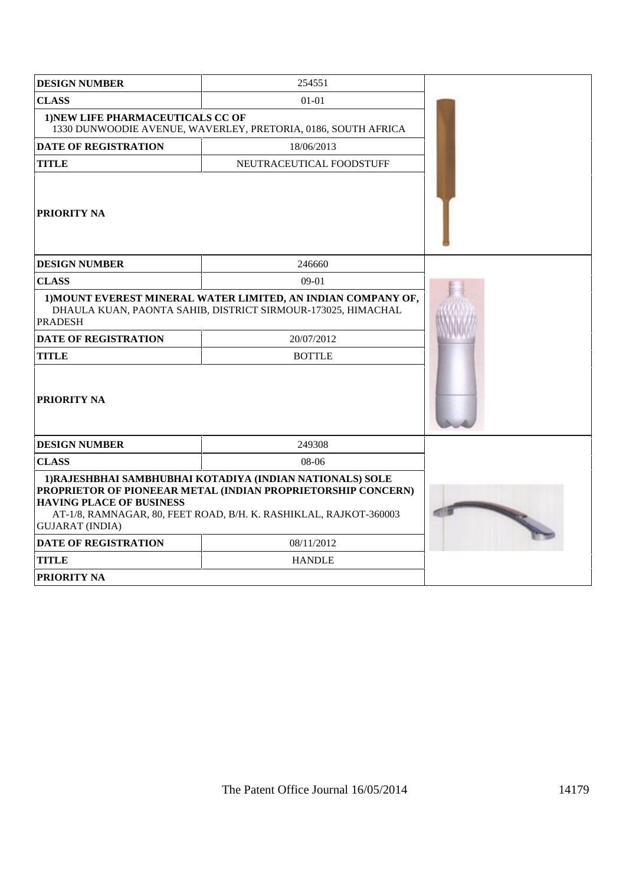| | |
|---|---|
| **DESIGN NUMBER** | 254551 |
| **CLASS** | 01-01 |
| **1)NEW LIFE PHARMACEUTICALS CC OF** 1330 DUNWOODIE AVENUE, WAVERLEY, PRETORIA, 0186, SOUTH AFRICA | |
| **DATE OF REGISTRATION** | 18/06/2013 |
| **TITLE** | NEUTRACEUTICAL FOODSTUFF |
| **PRIORITY NA** | |

| | |
|---|---|
| **DESIGN NUMBER** | 246660 |
| **CLASS** | 09-01 |
| **1)MOUNT EVEREST MINERAL WATER LIMITED, AN INDIAN COMPANY OF,** DHAULA KUAN, PAONTA SAHIB, DISTRICT SIRMOUR-173025, HIMACHAL PRADESH | |
| **DATE OF REGISTRATION** | 20/07/2012 |
| **TITLE** | BOTTLE |
| **PRIORITY NA** | |

| | |
|---|---|
| **DESIGN NUMBER** | 249308 |
| **CLASS** | 08-06 |
| **1)RAJESHBHAI SAMBHUBHAI KOTADIYA (INDIAN NATIONALS) SOLE PROPRIETOR OF PIONEEAR METAL (INDIAN PROPRIETORSHIP CONCERN) HAVING PLACE OF BUSINESS** AT-1/8, RAMNAGAR, 80, FEET ROAD, B/H. K. RASHIKLAL, RAJKOT-360003 GUJARAT (INDIA) | |
| **DATE OF REGISTRATION** | 08/11/2012 |
| **TITLE** | HANDLE |
| **PRIORITY NA** | |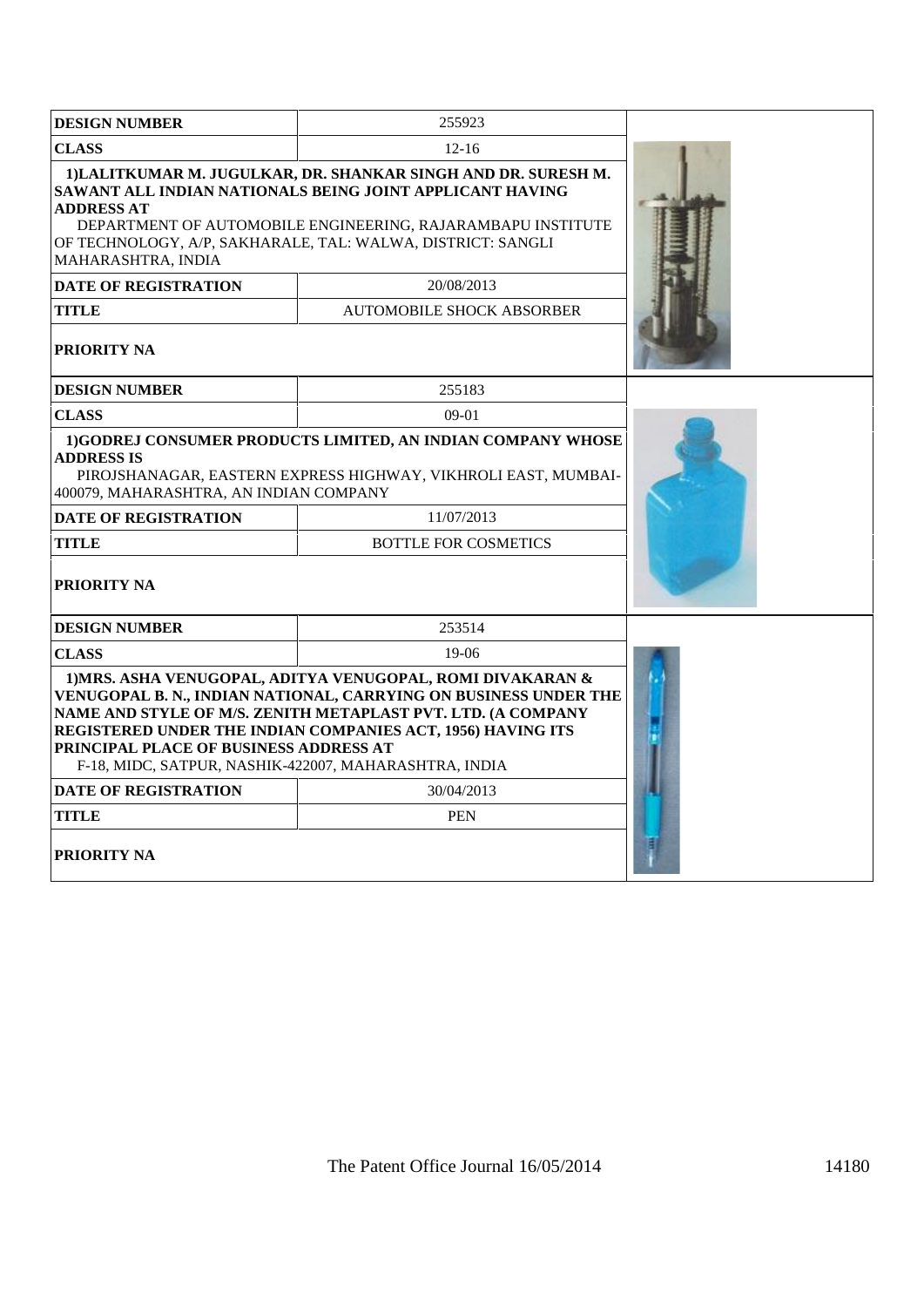| DESIGN NUMBER | 255923 |
| --- | --- |
| CLASS | 12-16 |
| 1)LALITKUMAR M. JUGULKAR, DR. SHANKAR SINGH AND DR. SURESH M. SAWANT ALL INDIAN NATIONALS BEING JOINT APPLICANT HAVING ADDRESS AT DEPARTMENT OF AUTOMOBILE ENGINEERING, RAJARAMBAPU INSTITUTE OF TECHNOLOGY, A/P, SAKHARALE, TAL: WALWA, DISTRICT: SANGLI MAHARASHTRA, INDIA | |
| DATE OF REGISTRATION | 20/08/2013 |
| TITLE | AUTOMOBILE SHOCK ABSORBER |
| PRIORITY NA | |

| DESIGN NUMBER | 255183 |
| --- | --- |
| CLASS | 09-01 |
| 1)GODREJ CONSUMER PRODUCTS LIMITED, AN INDIAN COMPANY WHOSE ADDRESS IS PIROJSHANAGAR, EASTERN EXPRESS HIGHWAY, VIKHROLI EAST, MUMBAI-400079, MAHARASHTRA, AN INDIAN COMPANY | |
| DATE OF REGISTRATION | 11/07/2013 |
| TITLE | BOTTLE FOR COSMETICS |
| PRIORITY NA | |

| DESIGN NUMBER | 253514 |
| --- | --- |
| CLASS | 19-06 |
| 1)MRS. ASHA VENUGOPAL, ADITYA VENUGOPAL, ROMI DIVAKARAN & VENUGOPAL B. N., INDIAN NATIONAL, CARRYING ON BUSINESS UNDER THE NAME AND STYLE OF M/S. ZENITH METAPLAST PVT. LTD. (A COMPANY REGISTERED UNDER THE INDIAN COMPANIES ACT, 1956) HAVING ITS PRINCIPAL PLACE OF BUSINESS ADDRESS AT F-18, MIDC, SATPUR, NASHIK-422007, MAHARASHTRA, INDIA | |
| DATE OF REGISTRATION | 30/04/2013 |
| TITLE | PEN |
| PRIORITY NA | |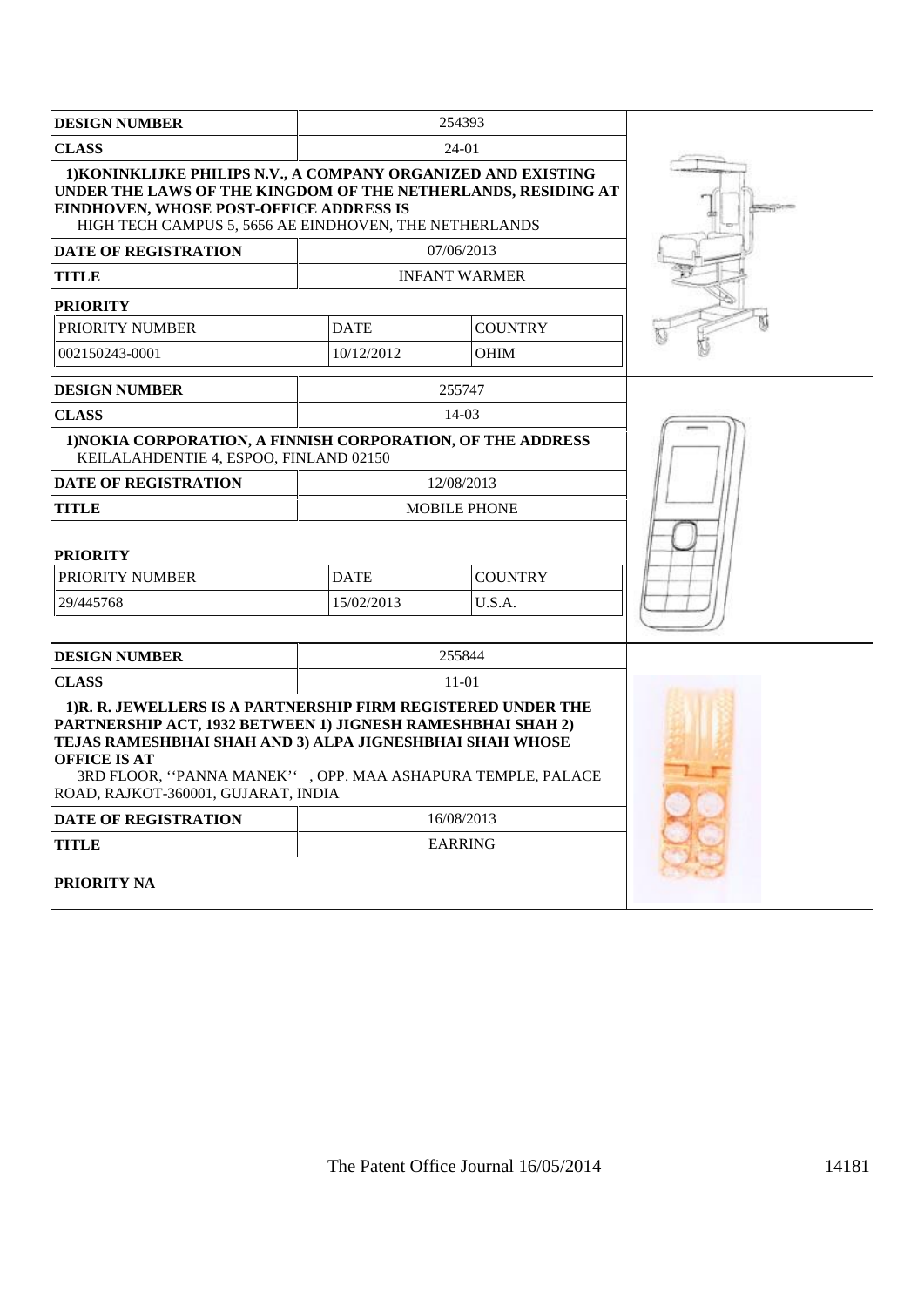| | | |
|---|---|---|
| **DESIGN NUMBER** | 254393 | |
| **CLASS** | 24-01 | |
| **1)KONINKLIJKE PHILIPS N.V., A COMPANY ORGANIZED AND EXISTING UNDER THE LAWS OF THE KINGDOM OF THE NETHERLANDS, RESIDING AT EINDHOVEN, WHOSE POST-OFFICE ADDRESS IS** HIGH TECH CAMPUS 5, 5656 AE EINDHOVEN, THE NETHERLANDS | | |
| **DATE OF REGISTRATION** | 07/06/2013 | |
| **TITLE** | INFANT WARMER | |
| **PRIORITY** | | |
| PRIORITY NUMBER | DATE | COUNTRY |
| 002150243-0001 | 10/12/2012 | OHIM |

| | | |
|---|---|---|
| **DESIGN NUMBER** | 255747 | |
| **CLASS** | 14-03 | |
| **1)NOKIA CORPORATION, A FINNISH CORPORATION, OF THE ADDRESS** KEILALAHDENTIE 4, ESPOO, FINLAND 02150 | | |
| **DATE OF REGISTRATION** | 12/08/2013 | |
| **TITLE** | MOBILE PHONE | |
| **PRIORITY** | | |
| PRIORITY NUMBER | DATE | COUNTRY |
| 29/445768 | 15/02/2013 | U.S.A. |

| | |
|---|---|
| **DESIGN NUMBER** | 255844 |
| **CLASS** | 11-01 |
| **1)R. R. JEWELLERS IS A PARTNERSHIP FIRM REGISTERED UNDER THE PARTNERSHIP ACT, 1932 BETWEEN 1) JIGNESH RAMESHBHAI SHAH 2) TEJAS RAMESHBHAI SHAH AND 3) ALPA JIGNESHBHAI SHAH WHOSE OFFICE IS AT** 3RD FLOOR, ''PANNA MANEK'' , OPP. MAA ASHAPURA TEMPLE, PALACE ROAD, RAJKOT-360001, GUJARAT, INDIA | |
| **DATE OF REGISTRATION** | 16/08/2013 |
| **TITLE** | EARRING |
| **PRIORITY NA** | |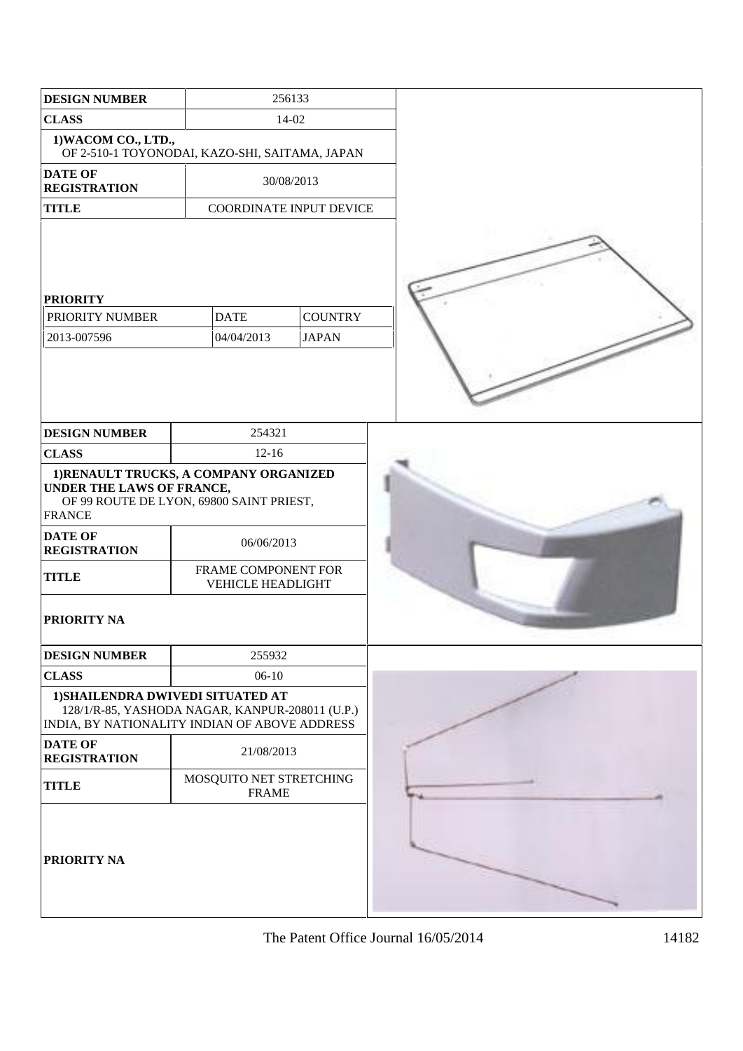| DESIGN NUMBER | 256133 | |
|---|---|---|
| CLASS | 14-02 | |
| 1)WACOM CO., LTD., OF 2-510-1 TOYONODAI, KAZO-SHI, SAITAMA, JAPAN | | |
| DATE OF REGISTRATION | 30/08/2013 | |
| TITLE | COORDINATE INPUT DEVICE | |
| PRIORITY | | |
| PRIORITY NUMBER | DATE | COUNTRY |
| 2013-007596 | 04/04/2013 | JAPAN |

| DESIGN NUMBER | 254321 |
|---|---|
| CLASS | 12-16 |
| 1)RENAULT TRUCKS, A COMPANY ORGANIZED UNDER THE LAWS OF FRANCE, OF 99 ROUTE DE LYON, 69800 SAINT PRIEST, FRANCE | |
| DATE OF REGISTRATION | 06/06/2013 |
| TITLE | FRAME COMPONENT FOR VEHICLE HEADLIGHT |
| PRIORITY NA | |

| DESIGN NUMBER | 255932 |
|---|---|
| CLASS | 06-10 |
| 1)SHAILENDRA DWIVEDI SITUATED AT 128/1/R-85, YASHODA NAGAR, KANPUR-208011 (U.P.) INDIA, BY NATIONALITY INDIAN OF ABOVE ADDRESS | |
| DATE OF REGISTRATION | 21/08/2013 |
| TITLE | MOSQUITO NET STRETCHING FRAME |
| PRIORITY NA | |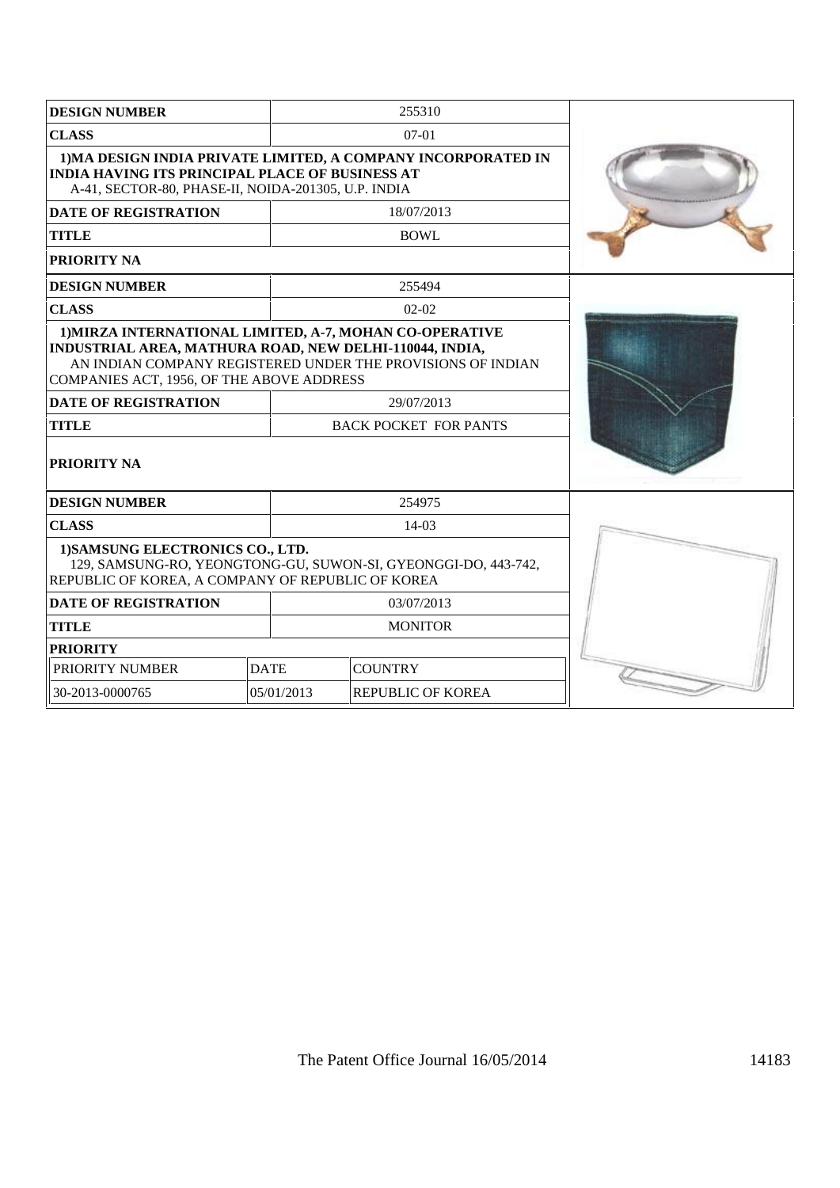| | |
|---|---|
| **DESIGN NUMBER** | 255310 |
| **CLASS** | 07-01 |
| **1)MA DESIGN INDIA PRIVATE LIMITED, A COMPANY INCORPORATED IN INDIA HAVING ITS PRINCIPAL PLACE OF BUSINESS AT** A-41, SECTOR-80, PHASE-II, NOIDA-201305, U.P. INDIA | |
| **DATE OF REGISTRATION** | 18/07/2013 |
| **TITLE** | BOWL |
| **PRIORITY NA** | |

| | |
|---|---|
| **DESIGN NUMBER** | 255494 |
| **CLASS** | 02-02 |
| **1)MIRZA INTERNATIONAL LIMITED, A-7, MOHAN CO-OPERATIVE INDUSTRIAL AREA, MATHURA ROAD, NEW DELHI-110044, INDIA,** AN INDIAN COMPANY REGISTERED UNDER THE PROVISIONS OF INDIAN COMPANIES ACT, 1956, OF THE ABOVE ADDRESS | |
| **DATE OF REGISTRATION** | 29/07/2013 |
| **TITLE** | BACK POCKET FOR PANTS |
| **PRIORITY NA** | |

| | | |
|---|---|---|
| **DESIGN NUMBER** | 254975 | |
| **CLASS** | 14-03 | |
| **1)SAMSUNG ELECTRONICS CO., LTD.** 129, SAMSUNG-RO, YEONGTONG-GU, SUWON-SI, GYEONGGI-DO, 443-742, REPUBLIC OF KOREA, A COMPANY OF REPUBLIC OF KOREA | | |
| **DATE OF REGISTRATION** | 03/07/2013 | |
| **TITLE** | MONITOR | |
| **PRIORITY** | | |
| PRIORITY NUMBER | DATE | COUNTRY |
| 30-2013-0000765 | 05/01/2013 | REPUBLIC OF KOREA |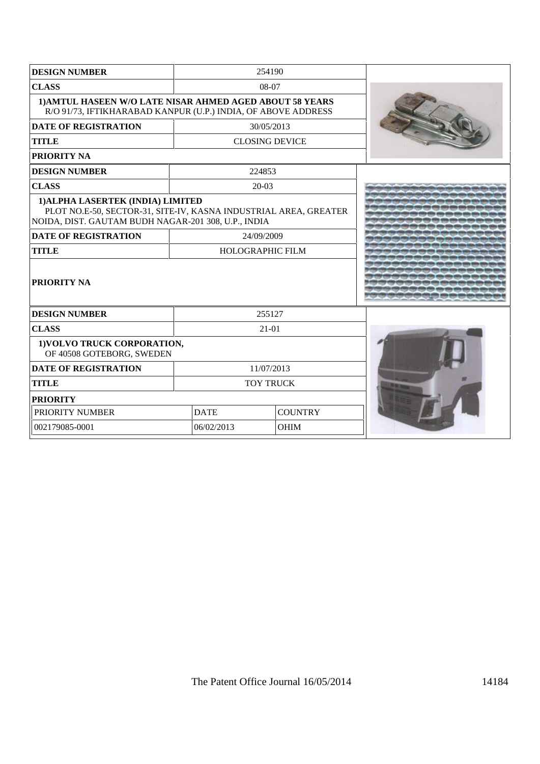| | |
|---|---|
| **DESIGN NUMBER** | 254190 |
| **CLASS** | 08-07 |
| **1)AMTUL HASEEN W/O LATE NISAR AHMED AGED ABOUT 58 YEARS** R/O 91/73, IFTIKHARABAD KANPUR (U.P.) INDIA, OF ABOVE ADDRESS | |
| **DATE OF REGISTRATION** | 30/05/2013 |
| **TITLE** | CLOSING DEVICE |
| **PRIORITY NA** | |

| | |
|---|---|
| **DESIGN NUMBER** | 224853 |
| **CLASS** | 20-03 |
| **1)ALPHA LASERTEK (INDIA) LIMITED** PLOT NO.E-50, SECTOR-31, SITE-IV, KASNA INDUSTRIAL AREA, GREATER NOIDA, DIST. GAUTAM BUDH NAGAR-201 308, U.P., INDIA | |
| **DATE OF REGISTRATION** | 24/09/2009 |
| **TITLE** | HOLOGRAPHIC FILM |
| **PRIORITY NA** | |

| | | |
|---|---|---|
| **DESIGN NUMBER** | 255127 | |
| **CLASS** | 21-01 | |
| **1)VOLVO TRUCK CORPORATION,** OF 40508 GOTEBORG, SWEDEN | | |
| **DATE OF REGISTRATION** | 11/07/2013 | |
| **TITLE** | TOY TRUCK | |
| **PRIORITY** | | |
| PRIORITY NUMBER | DATE | COUNTRY |
| 002179085-0001 | 06/02/2013 | OHIM |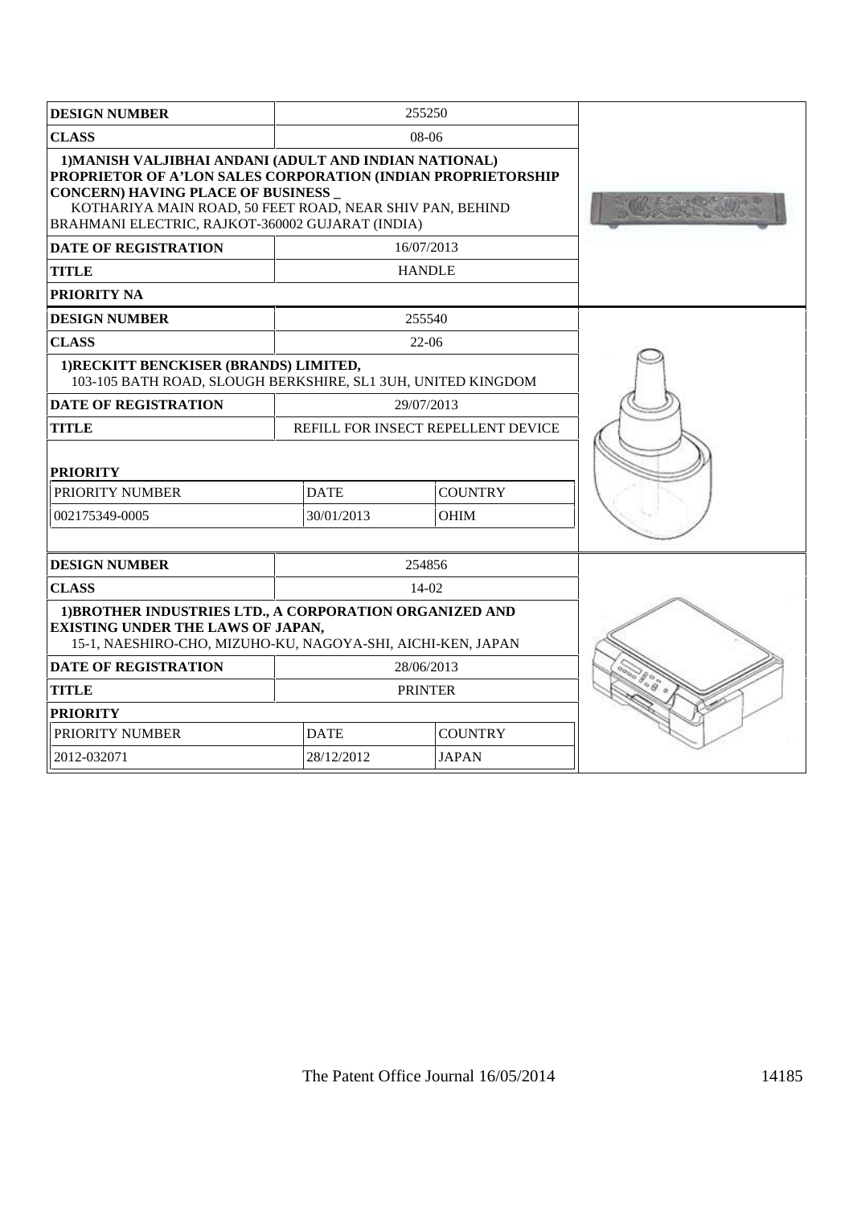| DESIGN NUMBER | 255250 | |
|---|---|---|
| CLASS | 08-06 | |
| 1)MANISH VALJIBHAI ANDANI (ADULT AND INDIAN NATIONAL) PROPRIETOR OF A'LON SALES CORPORATION (INDIAN PROPRIETORSHIP CONCERN) HAVING PLACE OF BUSINESS _ KOTHARIYA MAIN ROAD, 50 FEET ROAD, NEAR SHIV PAN, BEHIND BRAHMANI ELECTRIC, RAJKOT-360002 GUJARAT (INDIA) | | |
| DATE OF REGISTRATION | 16/07/2013 | |
| TITLE | HANDLE | |
| PRIORITY NA | | |

| DESIGN NUMBER | 255540 | |
|---|---|---|
| CLASS | 22-06 | |
| 1)RECKITT BENCKISER (BRANDS) LIMITED, 103-105 BATH ROAD, SLOUGH BERKSHIRE, SL1 3UH, UNITED KINGDOM | | |
| DATE OF REGISTRATION | 29/07/2013 | |
| TITLE | REFILL FOR INSECT REPELLENT DEVICE | |
| PRIORITY | | |
| PRIORITY NUMBER | DATE | COUNTRY |
| 002175349-0005 | 30/01/2013 | OHIM |

| DESIGN NUMBER | 254856 | |
|---|---|---|
| CLASS | 14-02 | |
| 1)BROTHER INDUSTRIES LTD., A CORPORATION ORGANIZED AND EXISTING UNDER THE LAWS OF JAPAN, 15-1, NAESHIRO-CHO, MIZUHO-KU, NAGOYA-SHI, AICHI-KEN, JAPAN | | |
| DATE OF REGISTRATION | 28/06/2013 | |
| TITLE | PRINTER | |
| PRIORITY | | |
| PRIORITY NUMBER | DATE | COUNTRY |
| 2012-032071 | 28/12/2012 | JAPAN |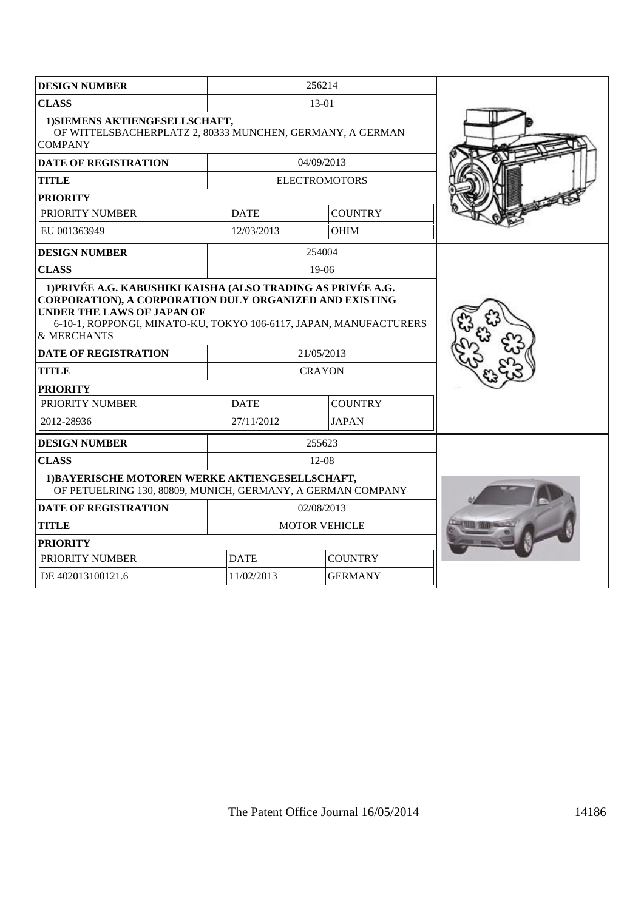| DESIGN NUMBER | 256214 | |
|---|---|---|
| CLASS | 13-01 | |
| 1)SIEMENS AKTIENGESELLSCHAFT, OF WITTELSBACHERPLATZ 2, 80333 MUNCHEN, GERMANY, A GERMAN COMPANY | | |
| DATE OF REGISTRATION | 04/09/2013 | |
| TITLE | ELECTROMOTORS | |
| PRIORITY | | |
| PRIORITY NUMBER | DATE | COUNTRY |
| EU 001363949 | 12/03/2013 | OHIM |

| DESIGN NUMBER | 254004 | |
|---|---|---|
| CLASS | 19-06 | |
| 1)PRIVÉE A.G. KABUSHIKI KAISHA (ALSO TRADING AS PRIVÉE A.G. CORPORATION), A CORPORATION DULY ORGANIZED AND EXISTING UNDER THE LAWS OF JAPAN OF 6-10-1, ROPPONGI, MINATO-KU, TOKYO 106-6117, JAPAN, MANUFACTURERS & MERCHANTS | | |
| DATE OF REGISTRATION | 21/05/2013 | |
| TITLE | CRAYON | |
| PRIORITY | | |
| PRIORITY NUMBER | DATE | COUNTRY |
| 2012-28936 | 27/11/2012 | JAPAN |

| DESIGN NUMBER | 255623 | |
|---|---|---|
| CLASS | 12-08 | |
| 1)BAYERISCHE MOTOREN WERKE AKTIENGESELLSCHAFT, OF PETUELRING 130, 80809, MUNICH, GERMANY, A GERMAN COMPANY | | |
| DATE OF REGISTRATION | 02/08/2013 | |
| TITLE | MOTOR VEHICLE | |
| PRIORITY | | |
| PRIORITY NUMBER | DATE | COUNTRY |
| DE 402013100121.6 | 11/02/2013 | GERMANY |